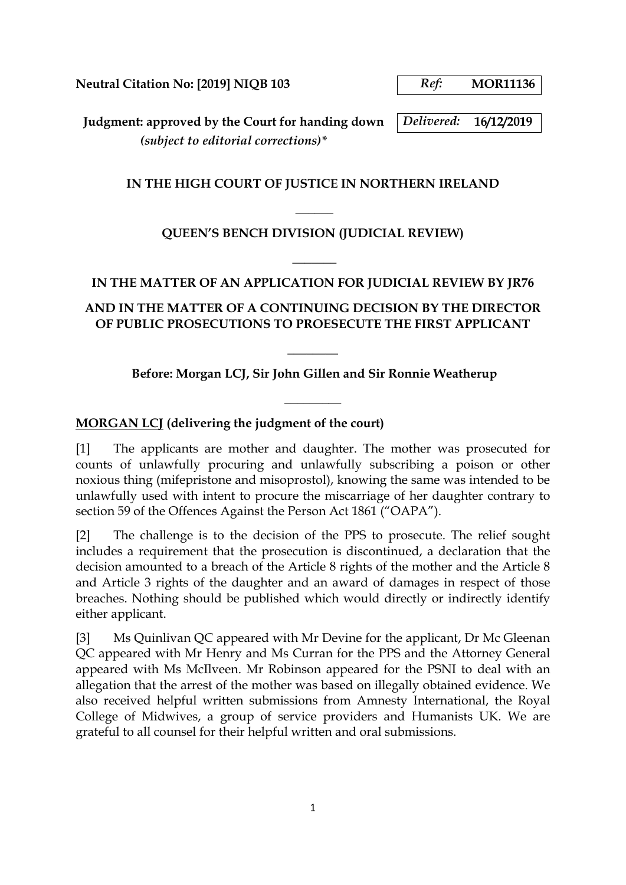**Neutral Citation No: [2019] NIQB 103**

*Ref:* **MOR11136**

**Judgment: approved by the Court for handing down**
***(subject to editorial corrections)****

*Delivered:* **16/12/2019**

**IN THE HIGH COURT OF JUSTICE IN NORTHERN IRELAND**

\_\_\_\_\_\_

**QUEEN'S BENCH DIVISION (JUDICIAL REVIEW)**

\_\_\_\_\_\_

**IN THE MATTER OF AN APPLICATION FOR JUDICIAL REVIEW BY JR76**

**AND IN THE MATTER OF A CONTINUING DECISION BY THE DIRECTOR OF PUBLIC PROSECUTIONS TO PROESECUTE THE FIRST APPLICANT**

\_\_\_\_\_\_

**Before: Morgan LCJ, Sir John Gillen and Sir Ronnie Weatherup**

\_\_\_\_\_\_

**MORGAN LCJ (delivering the judgment of the court)**

[1] The applicants are mother and daughter. The mother was prosecuted for counts of unlawfully procuring and unlawfully subscribing a poison or other noxious thing (mifepristone and misoprostol), knowing the same was intended to be unlawfully used with intent to procure the miscarriage of her daughter contrary to section 59 of the Offences Against the Person Act 1861 ("OAPA").

[2] The challenge is to the decision of the PPS to prosecute. The relief sought includes a requirement that the prosecution is discontinued, a declaration that the decision amounted to a breach of the Article 8 rights of the mother and the Article 8 and Article 3 rights of the daughter and an award of damages in respect of those breaches. Nothing should be published which would directly or indirectly identify either applicant.

[3] Ms Quinlivan QC appeared with Mr Devine for the applicant, Dr Mc Gleenan QC appeared with Mr Henry and Ms Curran for the PPS and the Attorney General appeared with Ms McIlveen. Mr Robinson appeared for the PSNI to deal with an allegation that the arrest of the mother was based on illegally obtained evidence. We also received helpful written submissions from Amnesty International, the Royal College of Midwives, a group of service providers and Humanists UK. We are grateful to all counsel for their helpful written and oral submissions.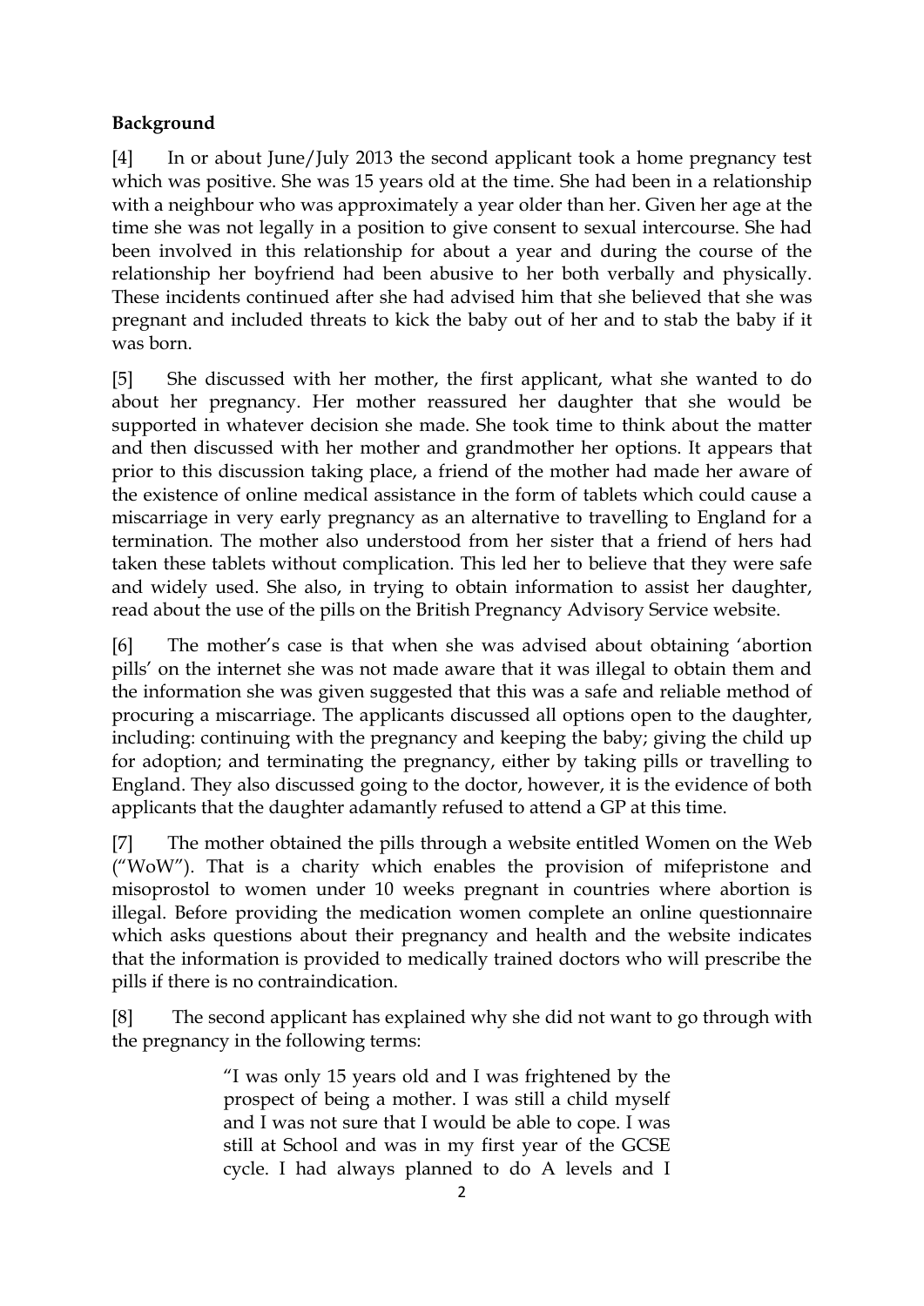**Background**

[4] In or about June/July 2013 the second applicant took a home pregnancy test which was positive. She was 15 years old at the time. She had been in a relationship with a neighbour who was approximately a year older than her. Given her age at the time she was not legally in a position to give consent to sexual intercourse. She had been involved in this relationship for about a year and during the course of the relationship her boyfriend had been abusive to her both verbally and physically. These incidents continued after she had advised him that she believed that she was pregnant and included threats to kick the baby out of her and to stab the baby if it was born.

[5] She discussed with her mother, the first applicant, what she wanted to do about her pregnancy. Her mother reassured her daughter that she would be supported in whatever decision she made. She took time to think about the matter and then discussed with her mother and grandmother her options. It appears that prior to this discussion taking place, a friend of the mother had made her aware of the existence of online medical assistance in the form of tablets which could cause a miscarriage in very early pregnancy as an alternative to travelling to England for a termination. The mother also understood from her sister that a friend of hers had taken these tablets without complication. This led her to believe that they were safe and widely used. She also, in trying to obtain information to assist her daughter, read about the use of the pills on the British Pregnancy Advisory Service website.

[6] The mother's case is that when she was advised about obtaining 'abortion pills' on the internet she was not made aware that it was illegal to obtain them and the information she was given suggested that this was a safe and reliable method of procuring a miscarriage. The applicants discussed all options open to the daughter, including: continuing with the pregnancy and keeping the baby; giving the child up for adoption; and terminating the pregnancy, either by taking pills or travelling to England. They also discussed going to the doctor, however, it is the evidence of both applicants that the daughter adamantly refused to attend a GP at this time.

[7] The mother obtained the pills through a website entitled Women on the Web ("WoW"). That is a charity which enables the provision of mifepristone and misoprostol to women under 10 weeks pregnant in countries where abortion is illegal. Before providing the medication women complete an online questionnaire which asks questions about their pregnancy and health and the website indicates that the information is provided to medically trained doctors who will prescribe the pills if there is no contraindication.

[8] The second applicant has explained why she did not want to go through with the pregnancy in the following terms:

> "I was only 15 years old and I was frightened by the prospect of being a mother. I was still a child myself and I was not sure that I would be able to cope. I was still at School and was in my first year of the GCSE cycle. I had always planned to do A levels and I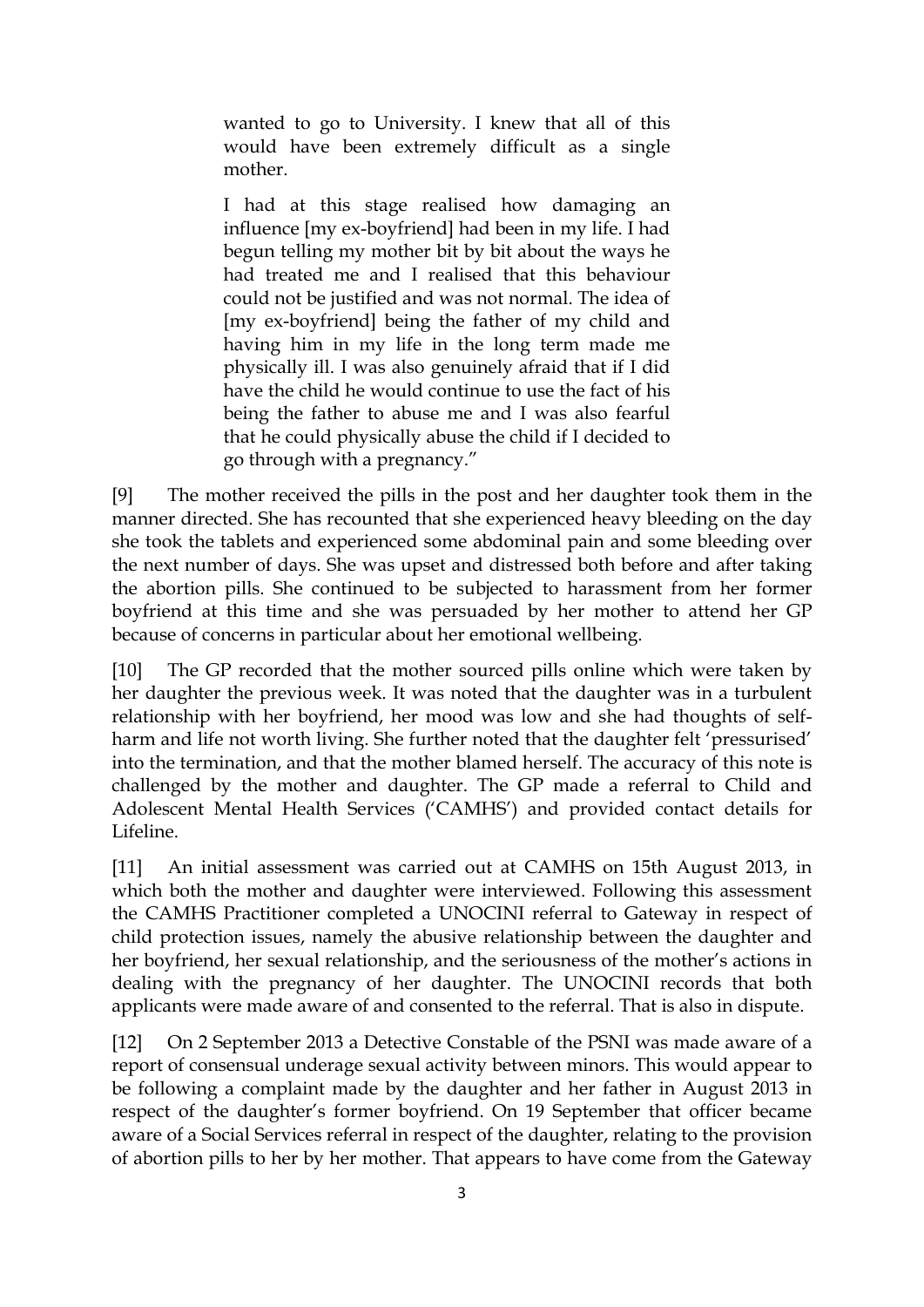> wanted to go to University. I knew that all of this would have been extremely difficult as a single mother.
>
> I had at this stage realised how damaging an influence [my ex-boyfriend] had been in my life. I had begun telling my mother bit by bit about the ways he had treated me and I realised that this behaviour could not be justified and was not normal. The idea of [my ex-boyfriend] being the father of my child and having him in my life in the long term made me physically ill. I was also genuinely afraid that if I did have the child he would continue to use the fact of his being the father to abuse me and I was also fearful that he could physically abuse the child if I decided to go through with a pregnancy."

[9] The mother received the pills in the post and her daughter took them in the manner directed. She has recounted that she experienced heavy bleeding on the day she took the tablets and experienced some abdominal pain and some bleeding over the next number of days. She was upset and distressed both before and after taking the abortion pills. She continued to be subjected to harassment from her former boyfriend at this time and she was persuaded by her mother to attend her GP because of concerns in particular about her emotional wellbeing.

[10] The GP recorded that the mother sourced pills online which were taken by her daughter the previous week. It was noted that the daughter was in a turbulent relationship with her boyfriend, her mood was low and she had thoughts of self-harm and life not worth living. She further noted that the daughter felt 'pressurised' into the termination, and that the mother blamed herself. The accuracy of this note is challenged by the mother and daughter. The GP made a referral to Child and Adolescent Mental Health Services ('CAMHS') and provided contact details for Lifeline.

[11] An initial assessment was carried out at CAMHS on 15th August 2013, in which both the mother and daughter were interviewed. Following this assessment the CAMHS Practitioner completed a UNOCINI referral to Gateway in respect of child protection issues, namely the abusive relationship between the daughter and her boyfriend, her sexual relationship, and the seriousness of the mother's actions in dealing with the pregnancy of her daughter. The UNOCINI records that both applicants were made aware of and consented to the referral. That is also in dispute.

[12] On 2 September 2013 a Detective Constable of the PSNI was made aware of a report of consensual underage sexual activity between minors. This would appear to be following a complaint made by the daughter and her father in August 2013 in respect of the daughter's former boyfriend. On 19 September that officer became aware of a Social Services referral in respect of the daughter, relating to the provision of abortion pills to her by her mother. That appears to have come from the Gateway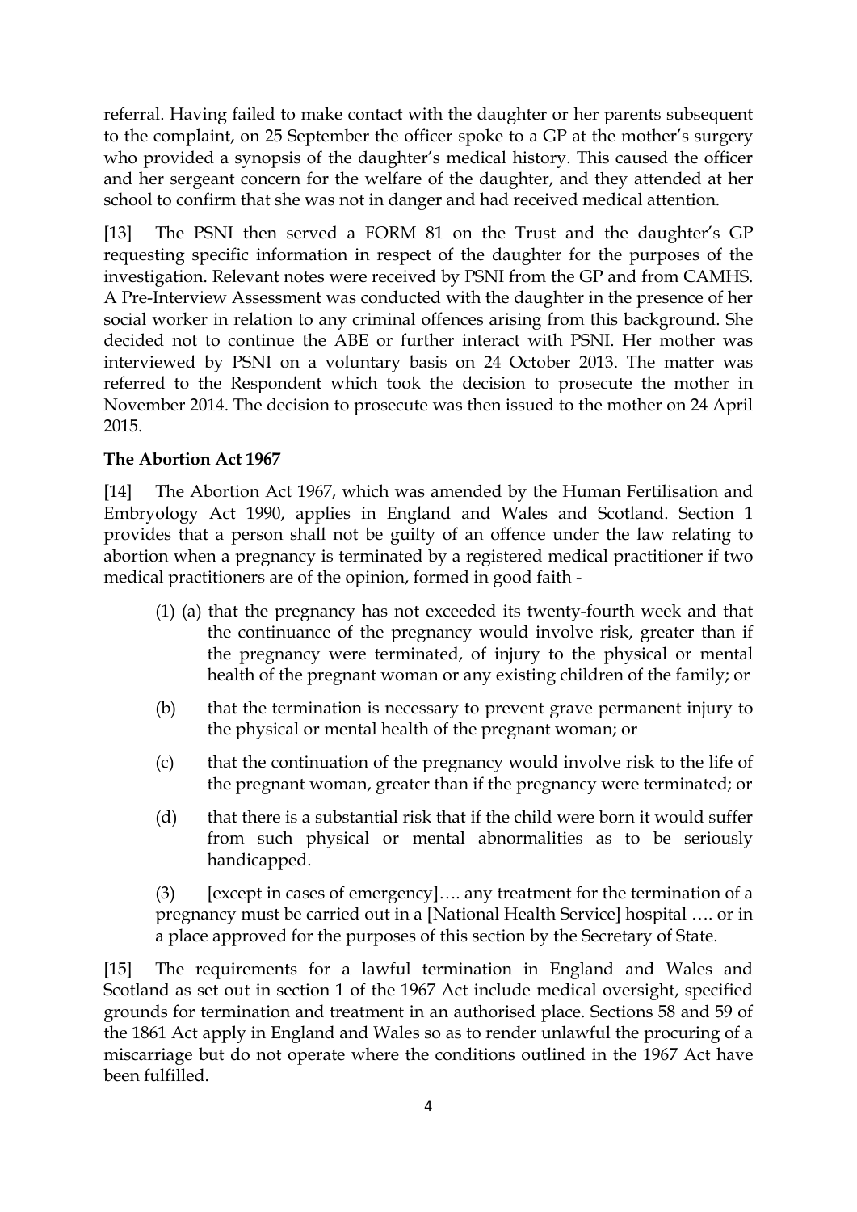referral. Having failed to make contact with the daughter or her parents subsequent to the complaint, on 25 September the officer spoke to a GP at the mother's surgery who provided a synopsis of the daughter's medical history. This caused the officer and her sergeant concern for the welfare of the daughter, and they attended at her school to confirm that she was not in danger and had received medical attention.

[13] The PSNI then served a FORM 81 on the Trust and the daughter's GP requesting specific information in respect of the daughter for the purposes of the investigation. Relevant notes were received by PSNI from the GP and from CAMHS. A Pre-Interview Assessment was conducted with the daughter in the presence of her social worker in relation to any criminal offences arising from this background. She decided not to continue the ABE or further interact with PSNI. Her mother was interviewed by PSNI on a voluntary basis on 24 October 2013. The matter was referred to the Respondent which took the decision to prosecute the mother in November 2014. The decision to prosecute was then issued to the mother on 24 April 2015.

**The Abortion Act 1967**

[14] The Abortion Act 1967, which was amended by the Human Fertilisation and Embryology Act 1990, applies in England and Wales and Scotland. Section 1 provides that a person shall not be guilty of an offence under the law relating to abortion when a pregnancy is terminated by a registered medical practitioner if two medical practitioners are of the opinion, formed in good faith -

(1) (a) that the pregnancy has not exceeded its twenty-fourth week and that the continuance of the pregnancy would involve risk, greater than if the pregnancy were terminated, of injury to the physical or mental health of the pregnant woman or any existing children of the family; or

(b) that the termination is necessary to prevent grave permanent injury to the physical or mental health of the pregnant woman; or

(c) that the continuation of the pregnancy would involve risk to the life of the pregnant woman, greater than if the pregnancy were terminated; or

(d) that there is a substantial risk that if the child were born it would suffer from such physical or mental abnormalities as to be seriously handicapped.

(3) [except in cases of emergency]…. any treatment for the termination of a pregnancy must be carried out in a [National Health Service] hospital …. or in a place approved for the purposes of this section by the Secretary of State.

[15] The requirements for a lawful termination in England and Wales and Scotland as set out in section 1 of the 1967 Act include medical oversight, specified grounds for termination and treatment in an authorised place. Sections 58 and 59 of the 1861 Act apply in England and Wales so as to render unlawful the procuring of a miscarriage but do not operate where the conditions outlined in the 1967 Act have been fulfilled.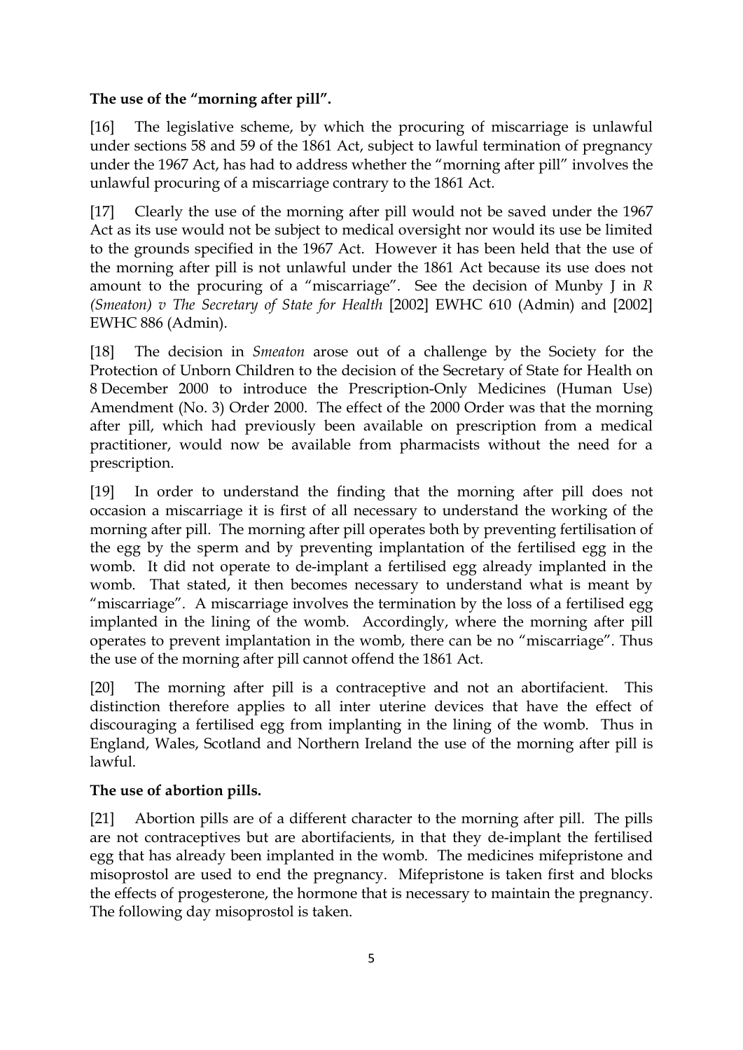**The use of the "morning after pill".**

[16] The legislative scheme, by which the procuring of miscarriage is unlawful under sections 58 and 59 of the 1861 Act, subject to lawful termination of pregnancy under the 1967 Act, has had to address whether the "morning after pill" involves the unlawful procuring of a miscarriage contrary to the 1861 Act.

[17] Clearly the use of the morning after pill would not be saved under the 1967 Act as its use would not be subject to medical oversight nor would its use be limited to the grounds specified in the 1967 Act. However it has been held that the use of the morning after pill is not unlawful under the 1861 Act because its use does not amount to the procuring of a "miscarriage". See the decision of Munby J in *R (Smeaton) v The Secretary of State for Health* [2002] EWHC 610 (Admin) and [2002] EWHC 886 (Admin).

[18] The decision in *Smeaton* arose out of a challenge by the Society for the Protection of Unborn Children to the decision of the Secretary of State for Health on 8 December 2000 to introduce the Prescription-Only Medicines (Human Use) Amendment (No. 3) Order 2000. The effect of the 2000 Order was that the morning after pill, which had previously been available on prescription from a medical practitioner, would now be available from pharmacists without the need for a prescription.

[19] In order to understand the finding that the morning after pill does not occasion a miscarriage it is first of all necessary to understand the working of the morning after pill. The morning after pill operates both by preventing fertilisation of the egg by the sperm and by preventing implantation of the fertilised egg in the womb. It did not operate to de-implant a fertilised egg already implanted in the womb. That stated, it then becomes necessary to understand what is meant by "miscarriage". A miscarriage involves the termination by the loss of a fertilised egg implanted in the lining of the womb. Accordingly, where the morning after pill operates to prevent implantation in the womb, there can be no "miscarriage". Thus the use of the morning after pill cannot offend the 1861 Act.

[20] The morning after pill is a contraceptive and not an abortifacient. This distinction therefore applies to all inter uterine devices that have the effect of discouraging a fertilised egg from implanting in the lining of the womb. Thus in England, Wales, Scotland and Northern Ireland the use of the morning after pill is lawful.

**The use of abortion pills.**

[21] Abortion pills are of a different character to the morning after pill. The pills are not contraceptives but are abortifacients, in that they de-implant the fertilised egg that has already been implanted in the womb. The medicines mifepristone and misoprostol are used to end the pregnancy. Mifepristone is taken first and blocks the effects of progesterone, the hormone that is necessary to maintain the pregnancy. The following day misoprostol is taken.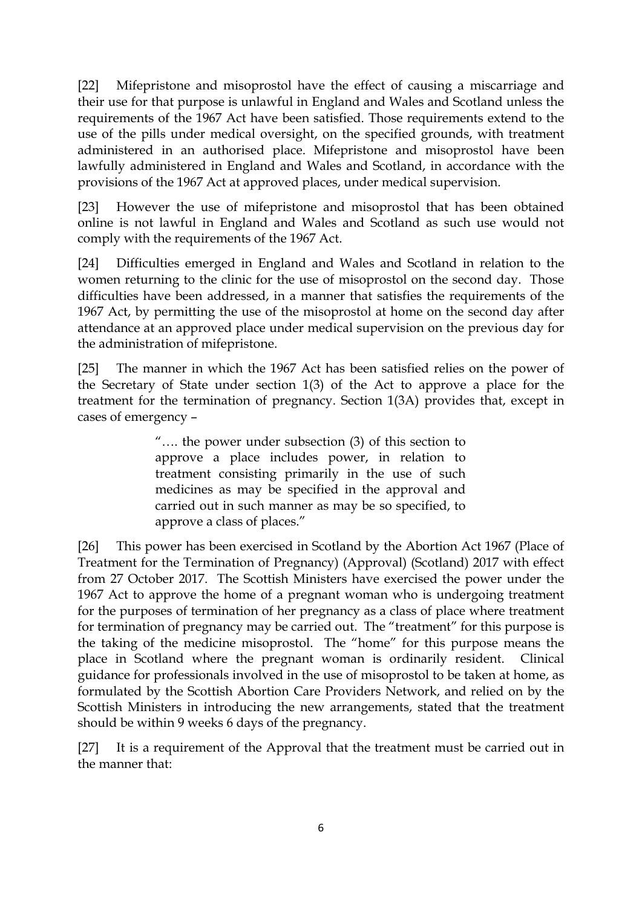[22] Mifepristone and misoprostol have the effect of causing a miscarriage and their use for that purpose is unlawful in England and Wales and Scotland unless the requirements of the 1967 Act have been satisfied. Those requirements extend to the use of the pills under medical oversight, on the specified grounds, with treatment administered in an authorised place. Mifepristone and misoprostol have been lawfully administered in England and Wales and Scotland, in accordance with the provisions of the 1967 Act at approved places, under medical supervision.

[23] However the use of mifepristone and misoprostol that has been obtained online is not lawful in England and Wales and Scotland as such use would not comply with the requirements of the 1967 Act.

[24] Difficulties emerged in England and Wales and Scotland in relation to the women returning to the clinic for the use of misoprostol on the second day. Those difficulties have been addressed, in a manner that satisfies the requirements of the 1967 Act, by permitting the use of the misoprostol at home on the second day after attendance at an approved place under medical supervision on the previous day for the administration of mifepristone.

[25] The manner in which the 1967 Act has been satisfied relies on the power of the Secretary of State under section 1(3) of the Act to approve a place for the treatment for the termination of pregnancy. Section 1(3A) provides that, except in cases of emergency –

> "…. the power under subsection (3) of this section to approve a place includes power, in relation to treatment consisting primarily in the use of such medicines as may be specified in the approval and carried out in such manner as may be so specified, to approve a class of places."

[26] This power has been exercised in Scotland by the Abortion Act 1967 (Place of Treatment for the Termination of Pregnancy) (Approval) (Scotland) 2017 with effect from 27 October 2017. The Scottish Ministers have exercised the power under the 1967 Act to approve the home of a pregnant woman who is undergoing treatment for the purposes of termination of her pregnancy as a class of place where treatment for termination of pregnancy may be carried out. The "treatment" for this purpose is the taking of the medicine misoprostol. The "home" for this purpose means the place in Scotland where the pregnant woman is ordinarily resident. Clinical guidance for professionals involved in the use of misoprostol to be taken at home, as formulated by the Scottish Abortion Care Providers Network, and relied on by the Scottish Ministers in introducing the new arrangements, stated that the treatment should be within 9 weeks 6 days of the pregnancy.

[27] It is a requirement of the Approval that the treatment must be carried out in the manner that: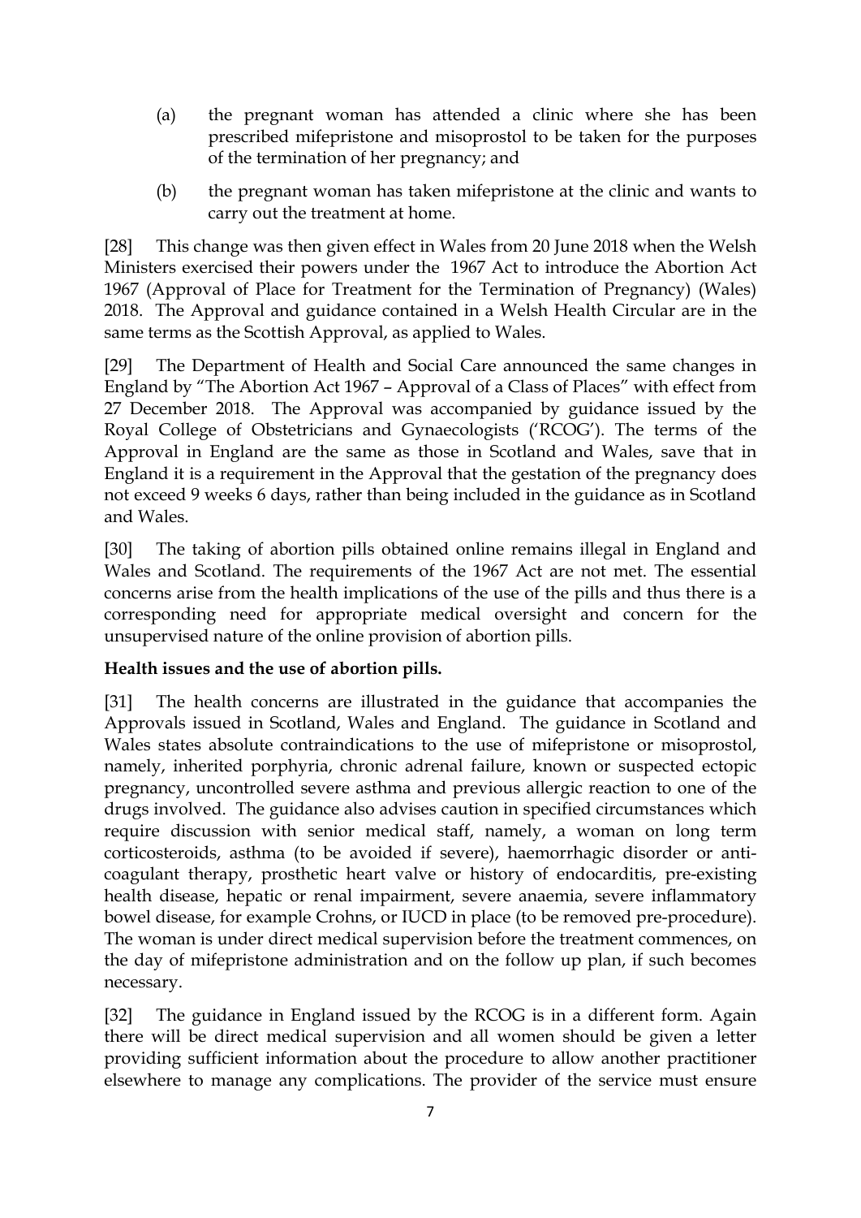(a) the pregnant woman has attended a clinic where she has been prescribed mifepristone and misoprostol to be taken for the purposes of the termination of her pregnancy; and

(b) the pregnant woman has taken mifepristone at the clinic and wants to carry out the treatment at home.

[28] This change was then given effect in Wales from 20 June 2018 when the Welsh Ministers exercised their powers under the 1967 Act to introduce the Abortion Act 1967 (Approval of Place for Treatment for the Termination of Pregnancy) (Wales) 2018. The Approval and guidance contained in a Welsh Health Circular are in the same terms as the Scottish Approval, as applied to Wales.

[29] The Department of Health and Social Care announced the same changes in England by "The Abortion Act 1967 – Approval of a Class of Places" with effect from 27 December 2018. The Approval was accompanied by guidance issued by the Royal College of Obstetricians and Gynaecologists ('RCOG'). The terms of the Approval in England are the same as those in Scotland and Wales, save that in England it is a requirement in the Approval that the gestation of the pregnancy does not exceed 9 weeks 6 days, rather than being included in the guidance as in Scotland and Wales.

[30] The taking of abortion pills obtained online remains illegal in England and Wales and Scotland. The requirements of the 1967 Act are not met. The essential concerns arise from the health implications of the use of the pills and thus there is a corresponding need for appropriate medical oversight and concern for the unsupervised nature of the online provision of abortion pills.

**Health issues and the use of abortion pills.**

[31] The health concerns are illustrated in the guidance that accompanies the Approvals issued in Scotland, Wales and England. The guidance in Scotland and Wales states absolute contraindications to the use of mifepristone or misoprostol, namely, inherited porphyria, chronic adrenal failure, known or suspected ectopic pregnancy, uncontrolled severe asthma and previous allergic reaction to one of the drugs involved. The guidance also advises caution in specified circumstances which require discussion with senior medical staff, namely, a woman on long term corticosteroids, asthma (to be avoided if severe), haemorrhagic disorder or anti-coagulant therapy, prosthetic heart valve or history of endocarditis, pre-existing health disease, hepatic or renal impairment, severe anaemia, severe inflammatory bowel disease, for example Crohns, or IUCD in place (to be removed pre-procedure). The woman is under direct medical supervision before the treatment commences, on the day of mifepristone administration and on the follow up plan, if such becomes necessary.

[32] The guidance in England issued by the RCOG is in a different form. Again there will be direct medical supervision and all women should be given a letter providing sufficient information about the procedure to allow another practitioner elsewhere to manage any complications. The provider of the service must ensure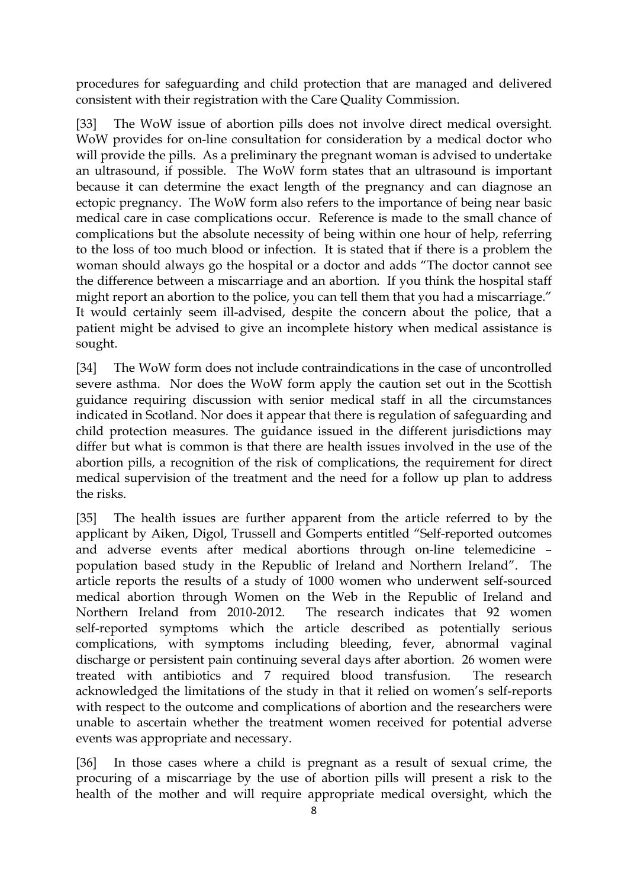procedures for safeguarding and child protection that are managed and delivered consistent with their registration with the Care Quality Commission.

[33] The WoW issue of abortion pills does not involve direct medical oversight. WoW provides for on-line consultation for consideration by a medical doctor who will provide the pills. As a preliminary the pregnant woman is advised to undertake an ultrasound, if possible. The WoW form states that an ultrasound is important because it can determine the exact length of the pregnancy and can diagnose an ectopic pregnancy. The WoW form also refers to the importance of being near basic medical care in case complications occur. Reference is made to the small chance of complications but the absolute necessity of being within one hour of help, referring to the loss of too much blood or infection. It is stated that if there is a problem the woman should always go the hospital or a doctor and adds "The doctor cannot see the difference between a miscarriage and an abortion. If you think the hospital staff might report an abortion to the police, you can tell them that you had a miscarriage." It would certainly seem ill-advised, despite the concern about the police, that a patient might be advised to give an incomplete history when medical assistance is sought.

[34] The WoW form does not include contraindications in the case of uncontrolled severe asthma. Nor does the WoW form apply the caution set out in the Scottish guidance requiring discussion with senior medical staff in all the circumstances indicated in Scotland. Nor does it appear that there is regulation of safeguarding and child protection measures. The guidance issued in the different jurisdictions may differ but what is common is that there are health issues involved in the use of the abortion pills, a recognition of the risk of complications, the requirement for direct medical supervision of the treatment and the need for a follow up plan to address the risks.

[35] The health issues are further apparent from the article referred to by the applicant by Aiken, Digol, Trussell and Gomperts entitled "Self-reported outcomes and adverse events after medical abortions through on-line telemedicine – population based study in the Republic of Ireland and Northern Ireland". The article reports the results of a study of 1000 women who underwent self-sourced medical abortion through Women on the Web in the Republic of Ireland and Northern Ireland from 2010-2012. The research indicates that 92 women self-reported symptoms which the article described as potentially serious complications, with symptoms including bleeding, fever, abnormal vaginal discharge or persistent pain continuing several days after abortion. 26 women were treated with antibiotics and 7 required blood transfusion. The research acknowledged the limitations of the study in that it relied on women's self-reports with respect to the outcome and complications of abortion and the researchers were unable to ascertain whether the treatment women received for potential adverse events was appropriate and necessary.

[36] In those cases where a child is pregnant as a result of sexual crime, the procuring of a miscarriage by the use of abortion pills will present a risk to the health of the mother and will require appropriate medical oversight, which the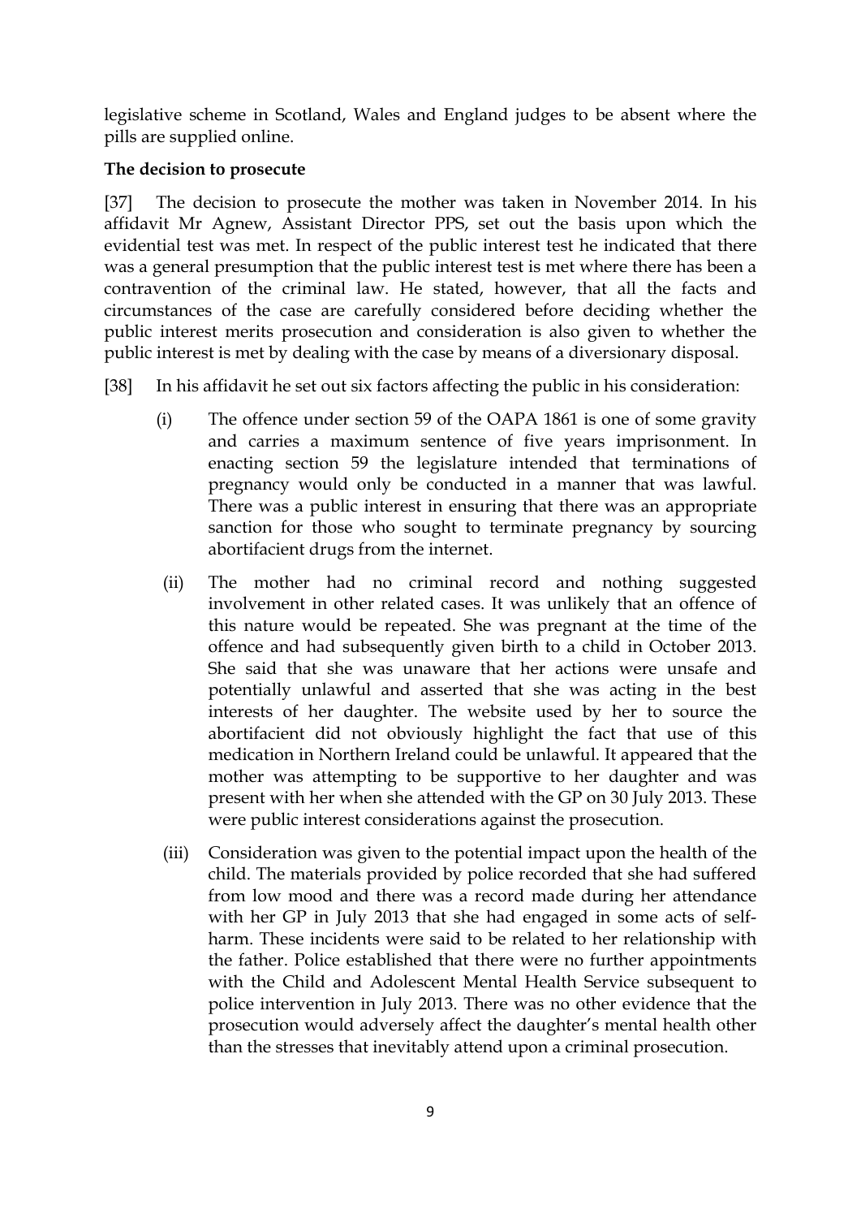legislative scheme in Scotland, Wales and England judges to be absent where the pills are supplied online.

**The decision to prosecute**

[37] The decision to prosecute the mother was taken in November 2014. In his affidavit Mr Agnew, Assistant Director PPS, set out the basis upon which the evidential test was met. In respect of the public interest test he indicated that there was a general presumption that the public interest test is met where there has been a contravention of the criminal law. He stated, however, that all the facts and circumstances of the case are carefully considered before deciding whether the public interest merits prosecution and consideration is also given to whether the public interest is met by dealing with the case by means of a diversionary disposal.

[38] In his affidavit he set out six factors affecting the public in his consideration:

(i) The offence under section 59 of the OAPA 1861 is one of some gravity and carries a maximum sentence of five years imprisonment. In enacting section 59 the legislature intended that terminations of pregnancy would only be conducted in a manner that was lawful. There was a public interest in ensuring that there was an appropriate sanction for those who sought to terminate pregnancy by sourcing abortifacient drugs from the internet.

(ii) The mother had no criminal record and nothing suggested involvement in other related cases. It was unlikely that an offence of this nature would be repeated. She was pregnant at the time of the offence and had subsequently given birth to a child in October 2013. She said that she was unaware that her actions were unsafe and potentially unlawful and asserted that she was acting in the best interests of her daughter. The website used by her to source the abortifacient did not obviously highlight the fact that use of this medication in Northern Ireland could be unlawful. It appeared that the mother was attempting to be supportive to her daughter and was present with her when she attended with the GP on 30 July 2013. These were public interest considerations against the prosecution.

(iii) Consideration was given to the potential impact upon the health of the child. The materials provided by police recorded that she had suffered from low mood and there was a record made during her attendance with her GP in July 2013 that she had engaged in some acts of self-harm. These incidents were said to be related to her relationship with the father. Police established that there were no further appointments with the Child and Adolescent Mental Health Service subsequent to police intervention in July 2013. There was no other evidence that the prosecution would adversely affect the daughter's mental health other than the stresses that inevitably attend upon a criminal prosecution.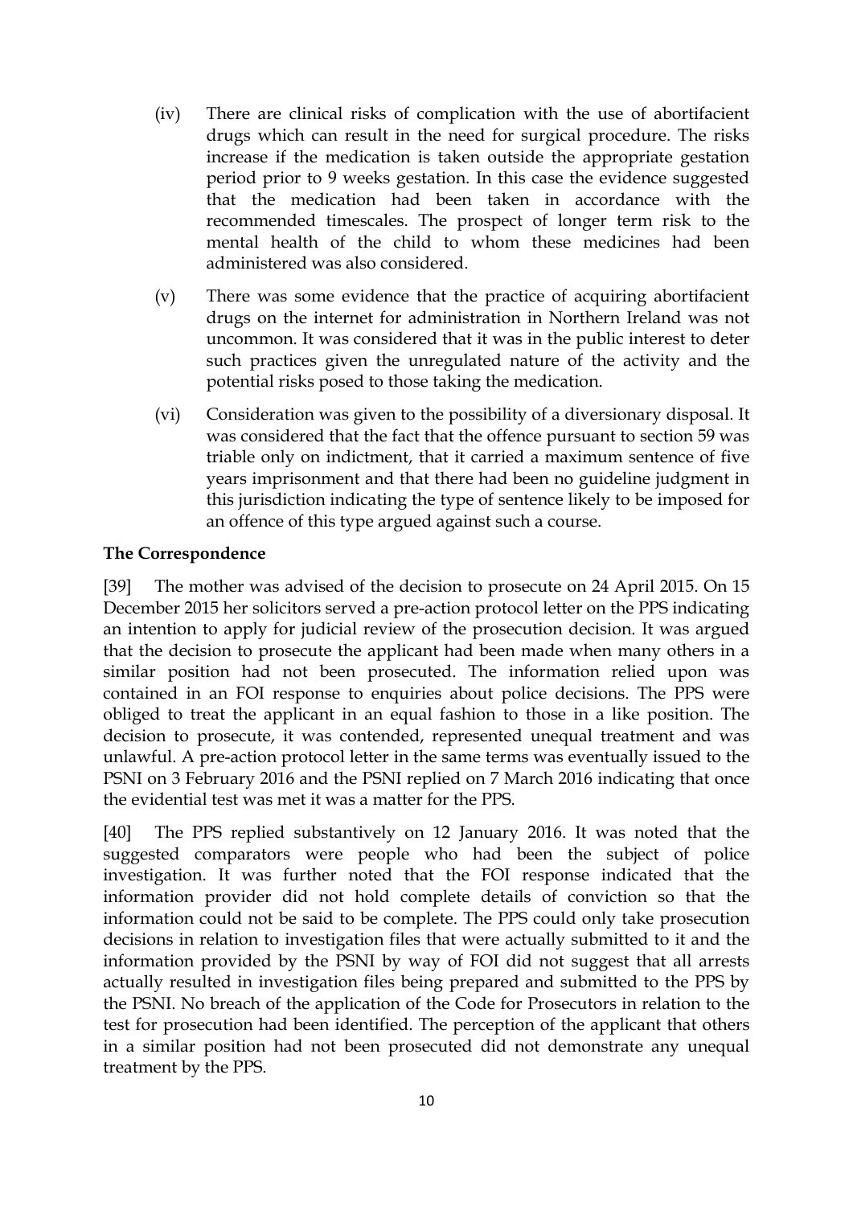(iv) There are clinical risks of complication with the use of abortifacient drugs which can result in the need for surgical procedure. The risks increase if the medication is taken outside the appropriate gestation period prior to 9 weeks gestation. In this case the evidence suggested that the medication had been taken in accordance with the recommended timescales. The prospect of longer term risk to the mental health of the child to whom these medicines had been administered was also considered.

(v) There was some evidence that the practice of acquiring abortifacient drugs on the internet for administration in Northern Ireland was not uncommon. It was considered that it was in the public interest to deter such practices given the unregulated nature of the activity and the potential risks posed to those taking the medication.

(vi) Consideration was given to the possibility of a diversionary disposal. It was considered that the fact that the offence pursuant to section 59 was triable only on indictment, that it carried a maximum sentence of five years imprisonment and that there had been no guideline judgment in this jurisdiction indicating the type of sentence likely to be imposed for an offence of this type argued against such a course.

**The Correspondence**

[39] The mother was advised of the decision to prosecute on 24 April 2015. On 15 December 2015 her solicitors served a pre-action protocol letter on the PPS indicating an intention to apply for judicial review of the prosecution decision. It was argued that the decision to prosecute the applicant had been made when many others in a similar position had not been prosecuted. The information relied upon was contained in an FOI response to enquiries about police decisions. The PPS were obliged to treat the applicant in an equal fashion to those in a like position. The decision to prosecute, it was contended, represented unequal treatment and was unlawful. A pre-action protocol letter in the same terms was eventually issued to the PSNI on 3 February 2016 and the PSNI replied on 7 March 2016 indicating that once the evidential test was met it was a matter for the PPS.

[40] The PPS replied substantively on 12 January 2016. It was noted that the suggested comparators were people who had been the subject of police investigation. It was further noted that the FOI response indicated that the information provider did not hold complete details of conviction so that the information could not be said to be complete. The PPS could only take prosecution decisions in relation to investigation files that were actually submitted to it and the information provided by the PSNI by way of FOI did not suggest that all arrests actually resulted in investigation files being prepared and submitted to the PPS by the PSNI. No breach of the application of the Code for Prosecutors in relation to the test for prosecution had been identified. The perception of the applicant that others in a similar position had not been prosecuted did not demonstrate any unequal treatment by the PPS.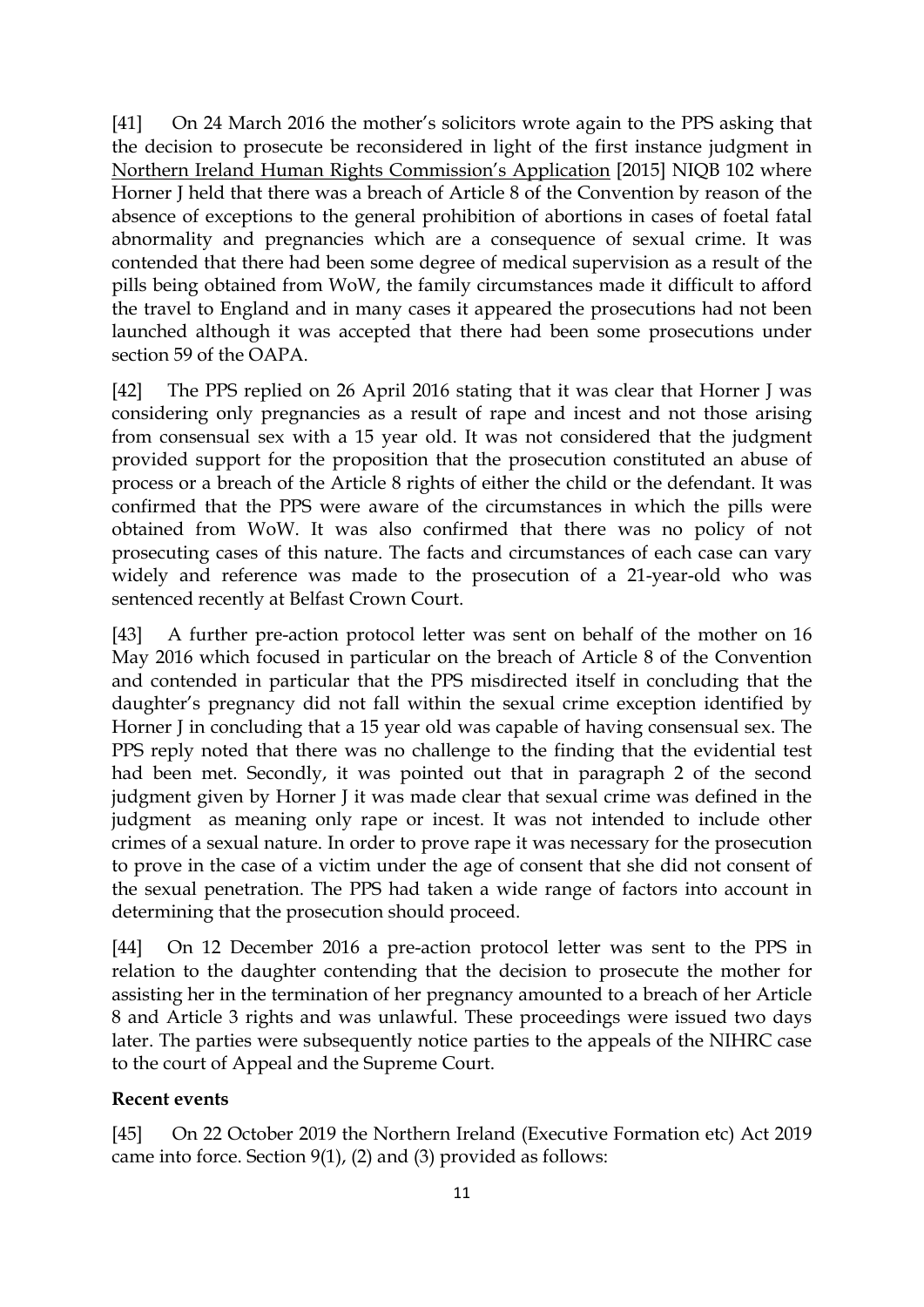[41] On 24 March 2016 the mother's solicitors wrote again to the PPS asking that the decision to prosecute be reconsidered in light of the first instance judgment in Northern Ireland Human Rights Commission's Application [2015] NIQB 102 where Horner J held that there was a breach of Article 8 of the Convention by reason of the absence of exceptions to the general prohibition of abortions in cases of foetal fatal abnormality and pregnancies which are a consequence of sexual crime. It was contended that there had been some degree of medical supervision as a result of the pills being obtained from WoW, the family circumstances made it difficult to afford the travel to England and in many cases it appeared the prosecutions had not been launched although it was accepted that there had been some prosecutions under section 59 of the OAPA.

[42] The PPS replied on 26 April 2016 stating that it was clear that Horner J was considering only pregnancies as a result of rape and incest and not those arising from consensual sex with a 15 year old. It was not considered that the judgment provided support for the proposition that the prosecution constituted an abuse of process or a breach of the Article 8 rights of either the child or the defendant. It was confirmed that the PPS were aware of the circumstances in which the pills were obtained from WoW. It was also confirmed that there was no policy of not prosecuting cases of this nature. The facts and circumstances of each case can vary widely and reference was made to the prosecution of a 21-year-old who was sentenced recently at Belfast Crown Court.

[43] A further pre-action protocol letter was sent on behalf of the mother on 16 May 2016 which focused in particular on the breach of Article 8 of the Convention and contended in particular that the PPS misdirected itself in concluding that the daughter's pregnancy did not fall within the sexual crime exception identified by Horner J in concluding that a 15 year old was capable of having consensual sex. The PPS reply noted that there was no challenge to the finding that the evidential test had been met. Secondly, it was pointed out that in paragraph 2 of the second judgment given by Horner J it was made clear that sexual crime was defined in the judgment as meaning only rape or incest. It was not intended to include other crimes of a sexual nature. In order to prove rape it was necessary for the prosecution to prove in the case of a victim under the age of consent that she did not consent of the sexual penetration. The PPS had taken a wide range of factors into account in determining that the prosecution should proceed.

[44] On 12 December 2016 a pre-action protocol letter was sent to the PPS in relation to the daughter contending that the decision to prosecute the mother for assisting her in the termination of her pregnancy amounted to a breach of her Article 8 and Article 3 rights and was unlawful. These proceedings were issued two days later. The parties were subsequently notice parties to the appeals of the NIHRC case to the court of Appeal and the Supreme Court.

**Recent events**

[45] On 22 October 2019 the Northern Ireland (Executive Formation etc) Act 2019 came into force. Section 9(1), (2) and (3) provided as follows: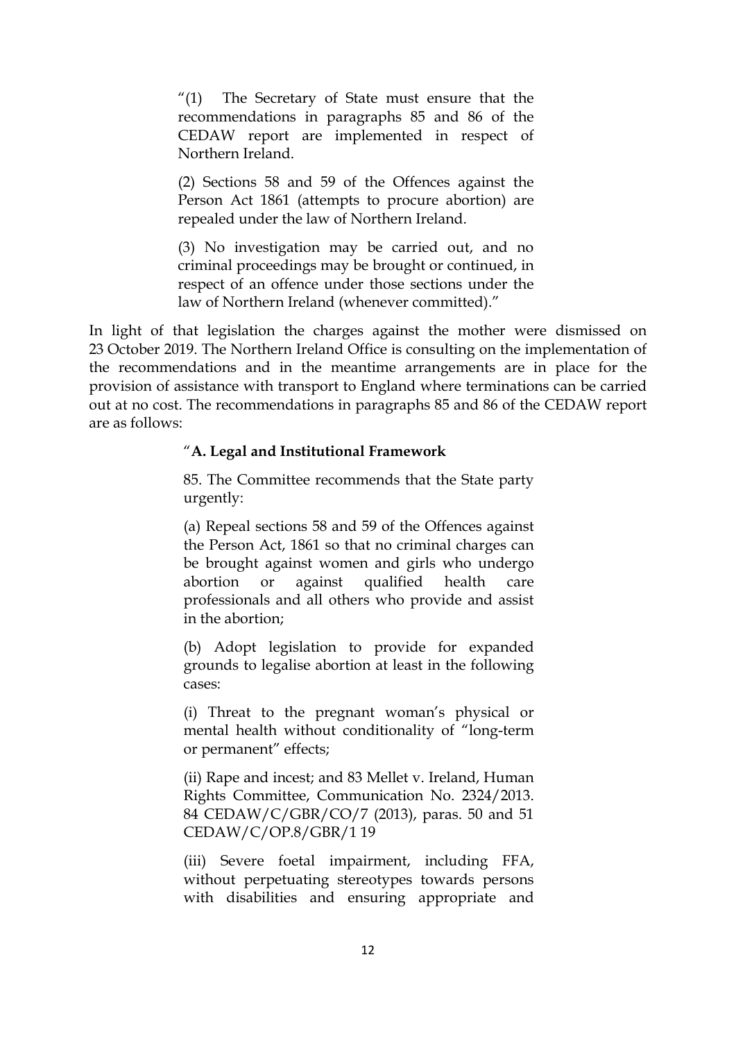> "(1) The Secretary of State must ensure that the recommendations in paragraphs 85 and 86 of the CEDAW report are implemented in respect of Northern Ireland.
>
> (2) Sections 58 and 59 of the Offences against the Person Act 1861 (attempts to procure abortion) are repealed under the law of Northern Ireland.
>
> (3) No investigation may be carried out, and no criminal proceedings may be brought or continued, in respect of an offence under those sections under the law of Northern Ireland (whenever committed)."

In light of that legislation the charges against the mother were dismissed on 23 October 2019. The Northern Ireland Office is consulting on the implementation of the recommendations and in the meantime arrangements are in place for the provision of assistance with transport to England where terminations can be carried out at no cost. The recommendations in paragraphs 85 and 86 of the CEDAW report are as follows:

> "**A. Legal and Institutional Framework**
>
> 85. The Committee recommends that the State party urgently:
>
> (a) Repeal sections 58 and 59 of the Offences against the Person Act, 1861 so that no criminal charges can be brought against women and girls who undergo abortion or against qualified health care professionals and all others who provide and assist in the abortion;
>
> (b) Adopt legislation to provide for expanded grounds to legalise abortion at least in the following cases:
>
> (i) Threat to the pregnant woman's physical or mental health without conditionality of "long-term or permanent" effects;
>
> (ii) Rape and incest; and 83 Mellet v. Ireland, Human Rights Committee, Communication No. 2324/2013. 84 CEDAW/C/GBR/CO/7 (2013), paras. 50 and 51 CEDAW/C/OP.8/GBR/1 19
>
> (iii) Severe foetal impairment, including FFA, without perpetuating stereotypes towards persons with disabilities and ensuring appropriate and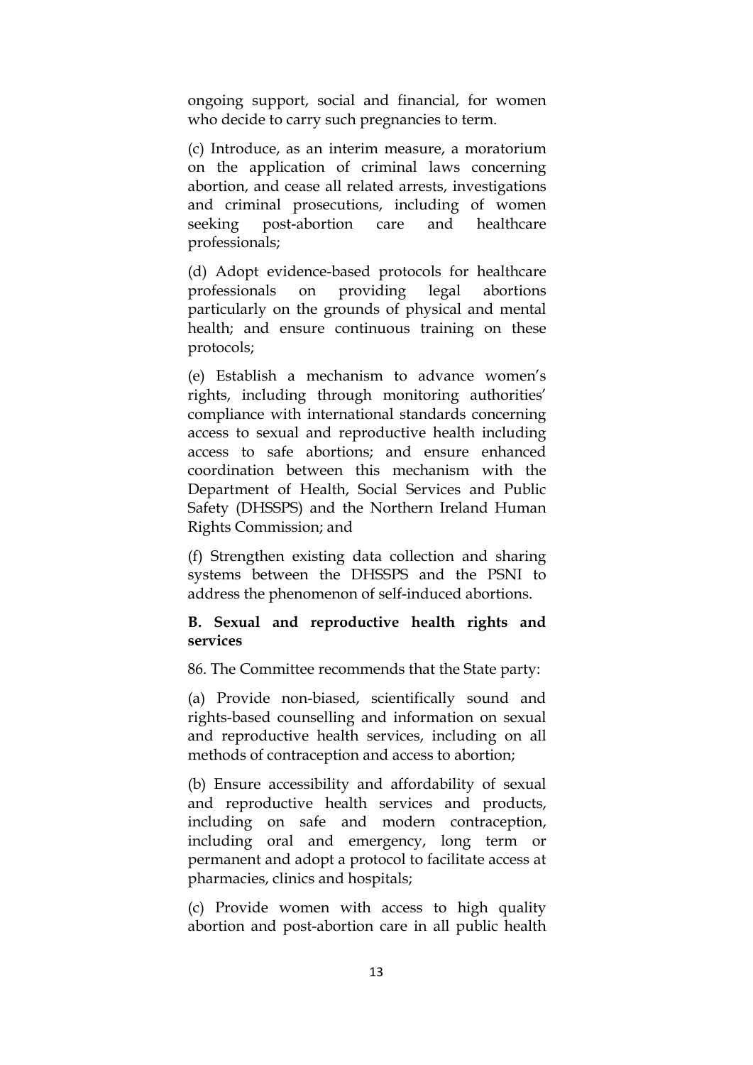ongoing support, social and financial, for women who decide to carry such pregnancies to term.

(c) Introduce, as an interim measure, a moratorium on the application of criminal laws concerning abortion, and cease all related arrests, investigations and criminal prosecutions, including of women seeking post-abortion care and healthcare professionals;

(d) Adopt evidence-based protocols for healthcare professionals on providing legal abortions particularly on the grounds of physical and mental health; and ensure continuous training on these protocols;

(e) Establish a mechanism to advance women's rights, including through monitoring authorities' compliance with international standards concerning access to sexual and reproductive health including access to safe abortions; and ensure enhanced coordination between this mechanism with the Department of Health, Social Services and Public Safety (DHSSPS) and the Northern Ireland Human Rights Commission; and

(f) Strengthen existing data collection and sharing systems between the DHSSPS and the PSNI to address the phenomenon of self-induced abortions.

**B. Sexual and reproductive health rights and services**

86. The Committee recommends that the State party:

(a) Provide non-biased, scientifically sound and rights-based counselling and information on sexual and reproductive health services, including on all methods of contraception and access to abortion;

(b) Ensure accessibility and affordability of sexual and reproductive health services and products, including on safe and modern contraception, including oral and emergency, long term or permanent and adopt a protocol to facilitate access at pharmacies, clinics and hospitals;

(c) Provide women with access to high quality abortion and post-abortion care in all public health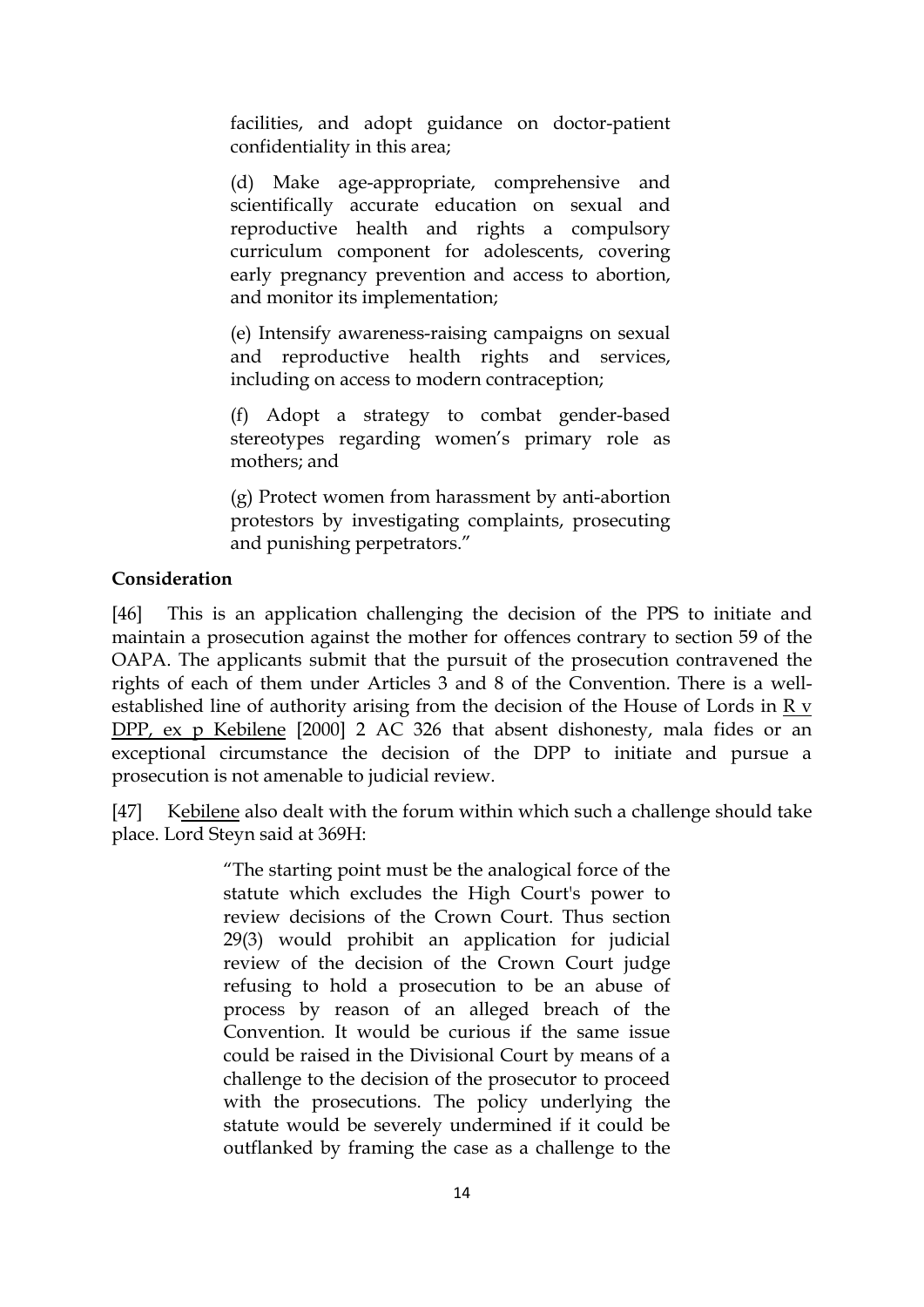facilities, and adopt guidance on doctor-patient confidentiality in this area;

(d) Make age-appropriate, comprehensive and scientifically accurate education on sexual and reproductive health and rights a compulsory curriculum component for adolescents, covering early pregnancy prevention and access to abortion, and monitor its implementation;

(e) Intensify awareness-raising campaigns on sexual and reproductive health rights and services, including on access to modern contraception;

(f) Adopt a strategy to combat gender-based stereotypes regarding women's primary role as mothers; and

(g) Protect women from harassment by anti-abortion protestors by investigating complaints, prosecuting and punishing perpetrators."

**Consideration**

[46] This is an application challenging the decision of the PPS to initiate and maintain a prosecution against the mother for offences contrary to section 59 of the OAPA. The applicants submit that the pursuit of the prosecution contravened the rights of each of them under Articles 3 and 8 of the Convention. There is a well-established line of authority arising from the decision of the House of Lords in R v DPP, ex p Kebilene [2000] 2 AC 326 that absent dishonesty, mala fides or an exceptional circumstance the decision of the DPP to initiate and pursue a prosecution is not amenable to judicial review.

[47] Kebilene also dealt with the forum within which such a challenge should take place. Lord Steyn said at 369H:

> "The starting point must be the analogical force of the statute which excludes the High Court's power to review decisions of the Crown Court. Thus section 29(3) would prohibit an application for judicial review of the decision of the Crown Court judge refusing to hold a prosecution to be an abuse of process by reason of an alleged breach of the Convention. It would be curious if the same issue could be raised in the Divisional Court by means of a challenge to the decision of the prosecutor to proceed with the prosecutions. The policy underlying the statute would be severely undermined if it could be outflanked by framing the case as a challenge to the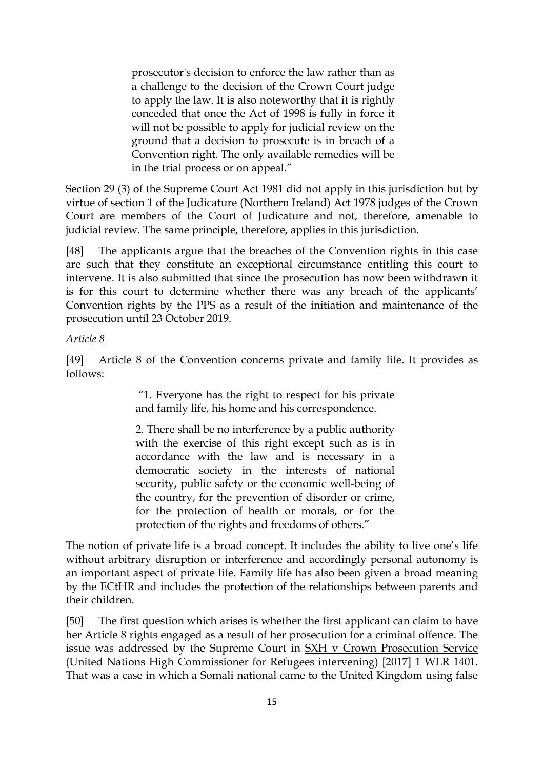> prosecutor's decision to enforce the law rather than as a challenge to the decision of the Crown Court judge to apply the law. It is also noteworthy that it is rightly conceded that once the Act of 1998 is fully in force it will not be possible to apply for judicial review on the ground that a decision to prosecute is in breach of a Convention right. The only available remedies will be in the trial process or on appeal."

Section 29 (3) of the Supreme Court Act 1981 did not apply in this jurisdiction but by virtue of section 1 of the Judicature (Northern Ireland) Act 1978 judges of the Crown Court are members of the Court of Judicature and not, therefore, amenable to judicial review. The same principle, therefore, applies in this jurisdiction.

[48] The applicants argue that the breaches of the Convention rights in this case are such that they constitute an exceptional circumstance entitling this court to intervene. It is also submitted that since the prosecution has now been withdrawn it is for this court to determine whether there was any breach of the applicants' Convention rights by the PPS as a result of the initiation and maintenance of the prosecution until 23 October 2019.

*Article 8*

[49] Article 8 of the Convention concerns private and family life. It provides as follows:

> "1. Everyone has the right to respect for his private and family life, his home and his correspondence.
>
> 2. There shall be no interference by a public authority with the exercise of this right except such as is in accordance with the law and is necessary in a democratic society in the interests of national security, public safety or the economic well-being of the country, for the prevention of disorder or crime, for the protection of health or morals, or for the protection of the rights and freedoms of others."

The notion of private life is a broad concept. It includes the ability to live one's life without arbitrary disruption or interference and accordingly personal autonomy is an important aspect of private life. Family life has also been given a broad meaning by the ECtHR and includes the protection of the relationships between parents and their children.

[50] The first question which arises is whether the first applicant can claim to have her Article 8 rights engaged as a result of her prosecution for a criminal offence. The issue was addressed by the Supreme Court in SXH v Crown Prosecution Service (United Nations High Commissioner for Refugees intervening) [2017] 1 WLR 1401. That was a case in which a Somali national came to the United Kingdom using false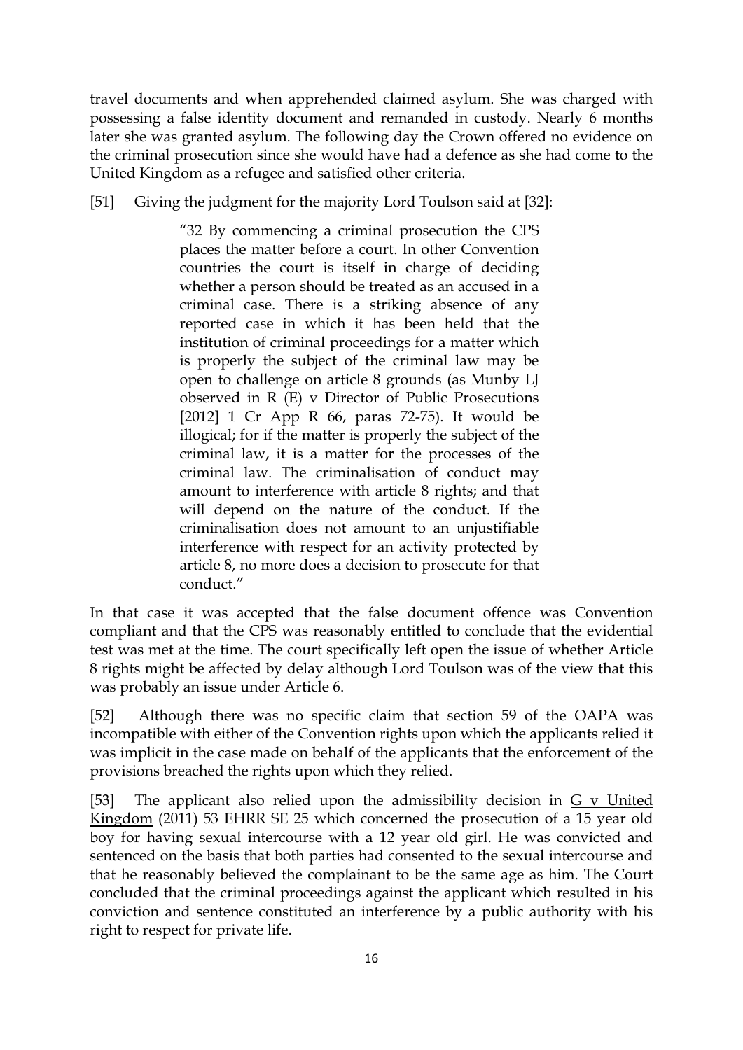travel documents and when apprehended claimed asylum. She was charged with possessing a false identity document and remanded in custody. Nearly 6 months later she was granted asylum. The following day the Crown offered no evidence on the criminal prosecution since she would have had a defence as she had come to the United Kingdom as a refugee and satisfied other criteria.

[51] Giving the judgment for the majority Lord Toulson said at [32]:

> "32 By commencing a criminal prosecution the CPS places the matter before a court. In other Convention countries the court is itself in charge of deciding whether a person should be treated as an accused in a criminal case. There is a striking absence of any reported case in which it has been held that the institution of criminal proceedings for a matter which is properly the subject of the criminal law may be open to challenge on article 8 grounds (as Munby LJ observed in R (E) v Director of Public Prosecutions [2012] 1 Cr App R 66, paras 72-75). It would be illogical; for if the matter is properly the subject of the criminal law, it is a matter for the processes of the criminal law. The criminalisation of conduct may amount to interference with article 8 rights; and that will depend on the nature of the conduct. If the criminalisation does not amount to an unjustifiable interference with respect for an activity protected by article 8, no more does a decision to prosecute for that conduct."

In that case it was accepted that the false document offence was Convention compliant and that the CPS was reasonably entitled to conclude that the evidential test was met at the time. The court specifically left open the issue of whether Article 8 rights might be affected by delay although Lord Toulson was of the view that this was probably an issue under Article 6.

[52] Although there was no specific claim that section 59 of the OAPA was incompatible with either of the Convention rights upon which the applicants relied it was implicit in the case made on behalf of the applicants that the enforcement of the provisions breached the rights upon which they relied.

[53] The applicant also relied upon the admissibility decision in G v United Kingdom (2011) 53 EHRR SE 25 which concerned the prosecution of a 15 year old boy for having sexual intercourse with a 12 year old girl. He was convicted and sentenced on the basis that both parties had consented to the sexual intercourse and that he reasonably believed the complainant to be the same age as him. The Court concluded that the criminal proceedings against the applicant which resulted in his conviction and sentence constituted an interference by a public authority with his right to respect for private life.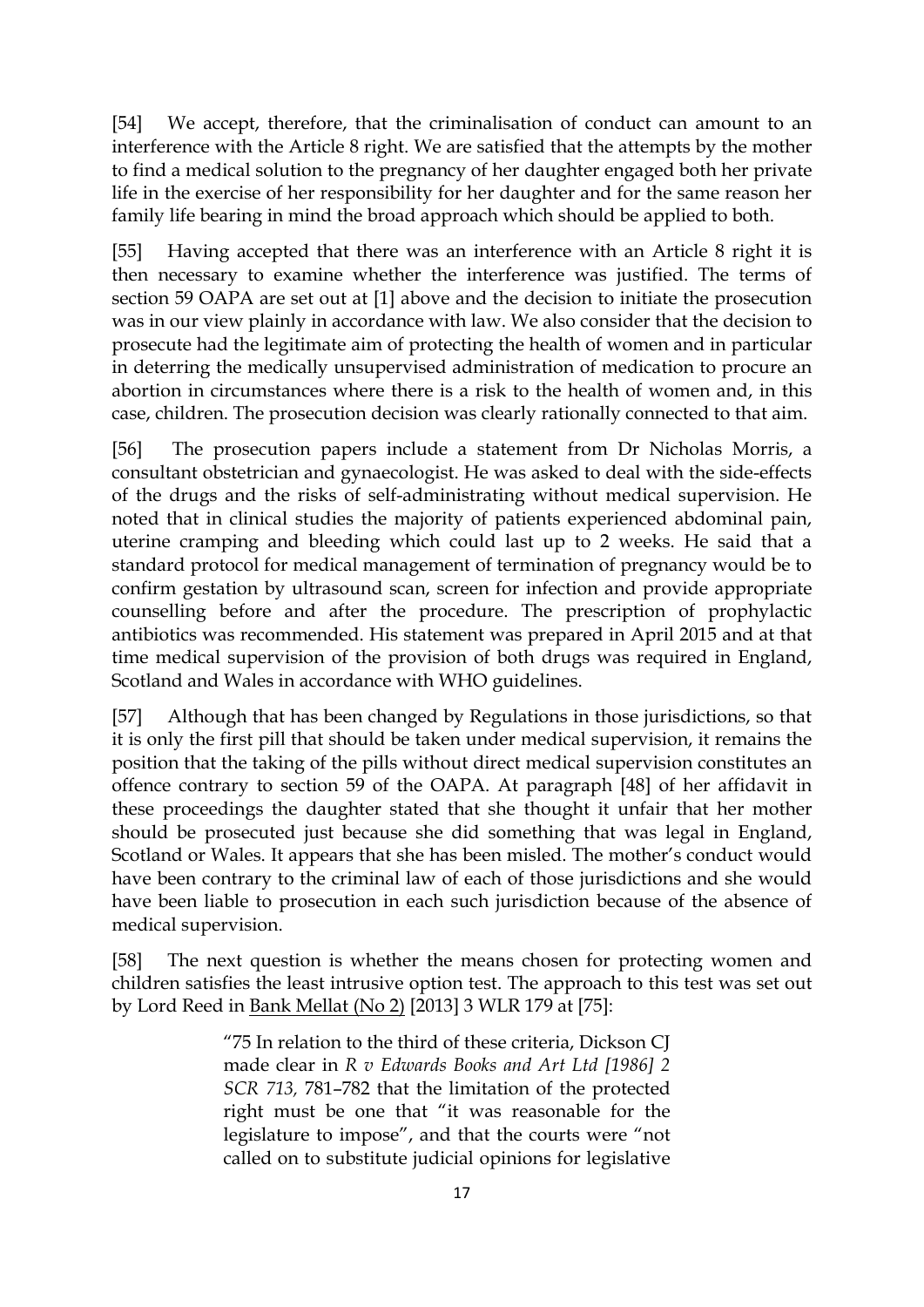[54] We accept, therefore, that the criminalisation of conduct can amount to an interference with the Article 8 right. We are satisfied that the attempts by the mother to find a medical solution to the pregnancy of her daughter engaged both her private life in the exercise of her responsibility for her daughter and for the same reason her family life bearing in mind the broad approach which should be applied to both.

[55] Having accepted that there was an interference with an Article 8 right it is then necessary to examine whether the interference was justified. The terms of section 59 OAPA are set out at [1] above and the decision to initiate the prosecution was in our view plainly in accordance with law. We also consider that the decision to prosecute had the legitimate aim of protecting the health of women and in particular in deterring the medically unsupervised administration of medication to procure an abortion in circumstances where there is a risk to the health of women and, in this case, children. The prosecution decision was clearly rationally connected to that aim.

[56] The prosecution papers include a statement from Dr Nicholas Morris, a consultant obstetrician and gynaecologist. He was asked to deal with the side-effects of the drugs and the risks of self-administrating without medical supervision. He noted that in clinical studies the majority of patients experienced abdominal pain, uterine cramping and bleeding which could last up to 2 weeks. He said that a standard protocol for medical management of termination of pregnancy would be to confirm gestation by ultrasound scan, screen for infection and provide appropriate counselling before and after the procedure. The prescription of prophylactic antibiotics was recommended. His statement was prepared in April 2015 and at that time medical supervision of the provision of both drugs was required in England, Scotland and Wales in accordance with WHO guidelines.

[57] Although that has been changed by Regulations in those jurisdictions, so that it is only the first pill that should be taken under medical supervision, it remains the position that the taking of the pills without direct medical supervision constitutes an offence contrary to section 59 of the OAPA. At paragraph [48] of her affidavit in these proceedings the daughter stated that she thought it unfair that her mother should be prosecuted just because she did something that was legal in England, Scotland or Wales. It appears that she has been misled. The mother's conduct would have been contrary to the criminal law of each of those jurisdictions and she would have been liable to prosecution in each such jurisdiction because of the absence of medical supervision.

[58] The next question is whether the means chosen for protecting women and children satisfies the least intrusive option test. The approach to this test was set out by Lord Reed in Bank Mellat (No 2) [2013] 3 WLR 179 at [75]:

> "75 In relation to the third of these criteria, Dickson CJ made clear in *R v Edwards Books and Art Ltd [1986] 2 SCR 713,* 781–782 that the limitation of the protected right must be one that "it was reasonable for the legislature to impose", and that the courts were "not called on to substitute judicial opinions for legislative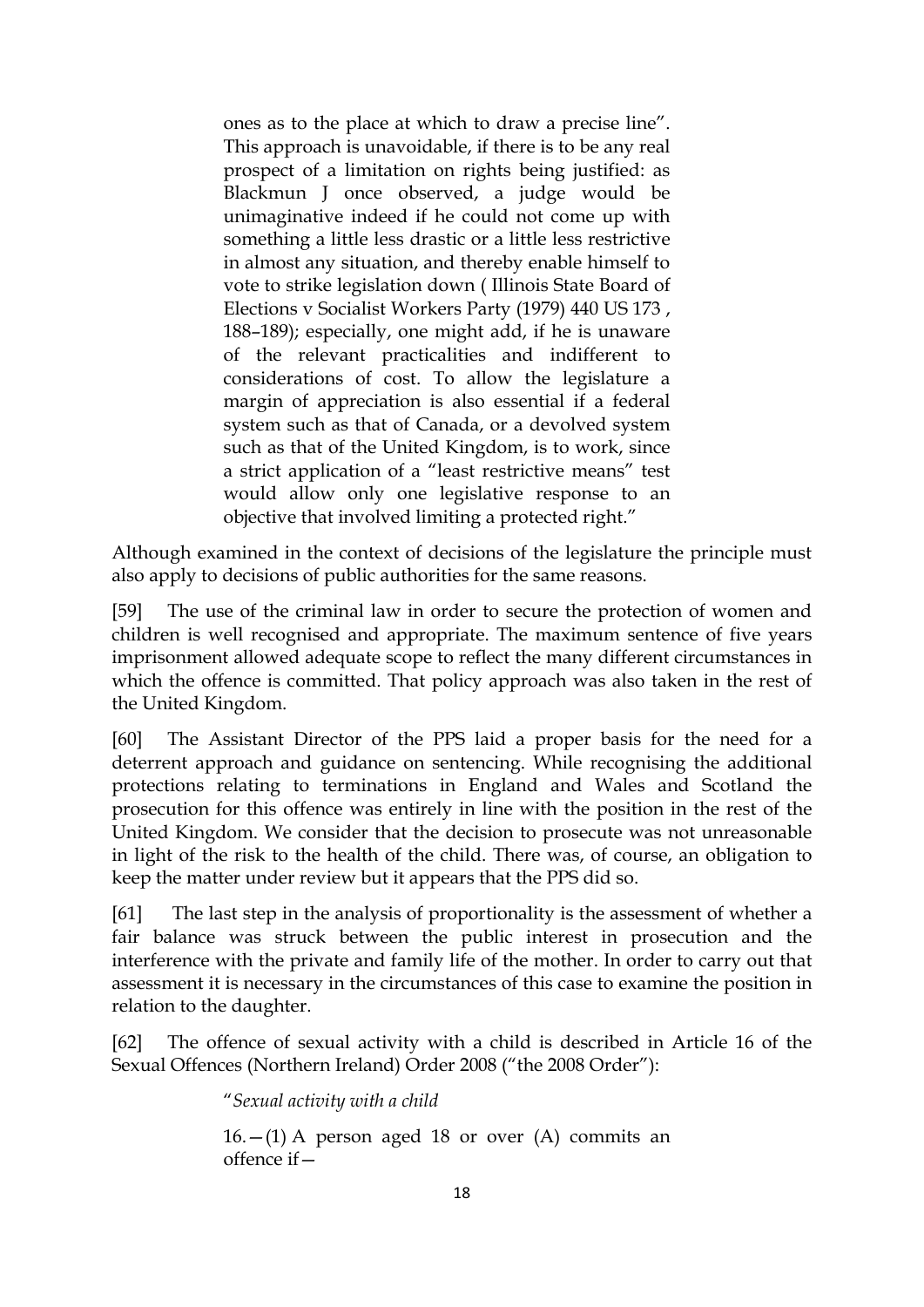> ones as to the place at which to draw a precise line". This approach is unavoidable, if there is to be any real prospect of a limitation on rights being justified: as Blackmun J once observed, a judge would be unimaginative indeed if he could not come up with something a little less drastic or a little less restrictive in almost any situation, and thereby enable himself to vote to strike legislation down ( Illinois State Board of Elections v Socialist Workers Party (1979) 440 US 173 , 188–189); especially, one might add, if he is unaware of the relevant practicalities and indifferent to considerations of cost. To allow the legislature a margin of appreciation is also essential if a federal system such as that of Canada, or a devolved system such as that of the United Kingdom, is to work, since a strict application of a "least restrictive means" test would allow only one legislative response to an objective that involved limiting a protected right."

Although examined in the context of decisions of the legislature the principle must also apply to decisions of public authorities for the same reasons.

[59] The use of the criminal law in order to secure the protection of women and children is well recognised and appropriate. The maximum sentence of five years imprisonment allowed adequate scope to reflect the many different circumstances in which the offence is committed. That policy approach was also taken in the rest of the United Kingdom.

[60] The Assistant Director of the PPS laid a proper basis for the need for a deterrent approach and guidance on sentencing. While recognising the additional protections relating to terminations in England and Wales and Scotland the prosecution for this offence was entirely in line with the position in the rest of the United Kingdom. We consider that the decision to prosecute was not unreasonable in light of the risk to the health of the child. There was, of course, an obligation to keep the matter under review but it appears that the PPS did so.

[61] The last step in the analysis of proportionality is the assessment of whether a fair balance was struck between the public interest in prosecution and the interference with the private and family life of the mother. In order to carry out that assessment it is necessary in the circumstances of this case to examine the position in relation to the daughter.

[62] The offence of sexual activity with a child is described in Article 16 of the Sexual Offences (Northern Ireland) Order 2008 ("the 2008 Order"):

> "*Sexual activity with a child*
>
> 16.—(1) A person aged 18 or over (A) commits an offence if—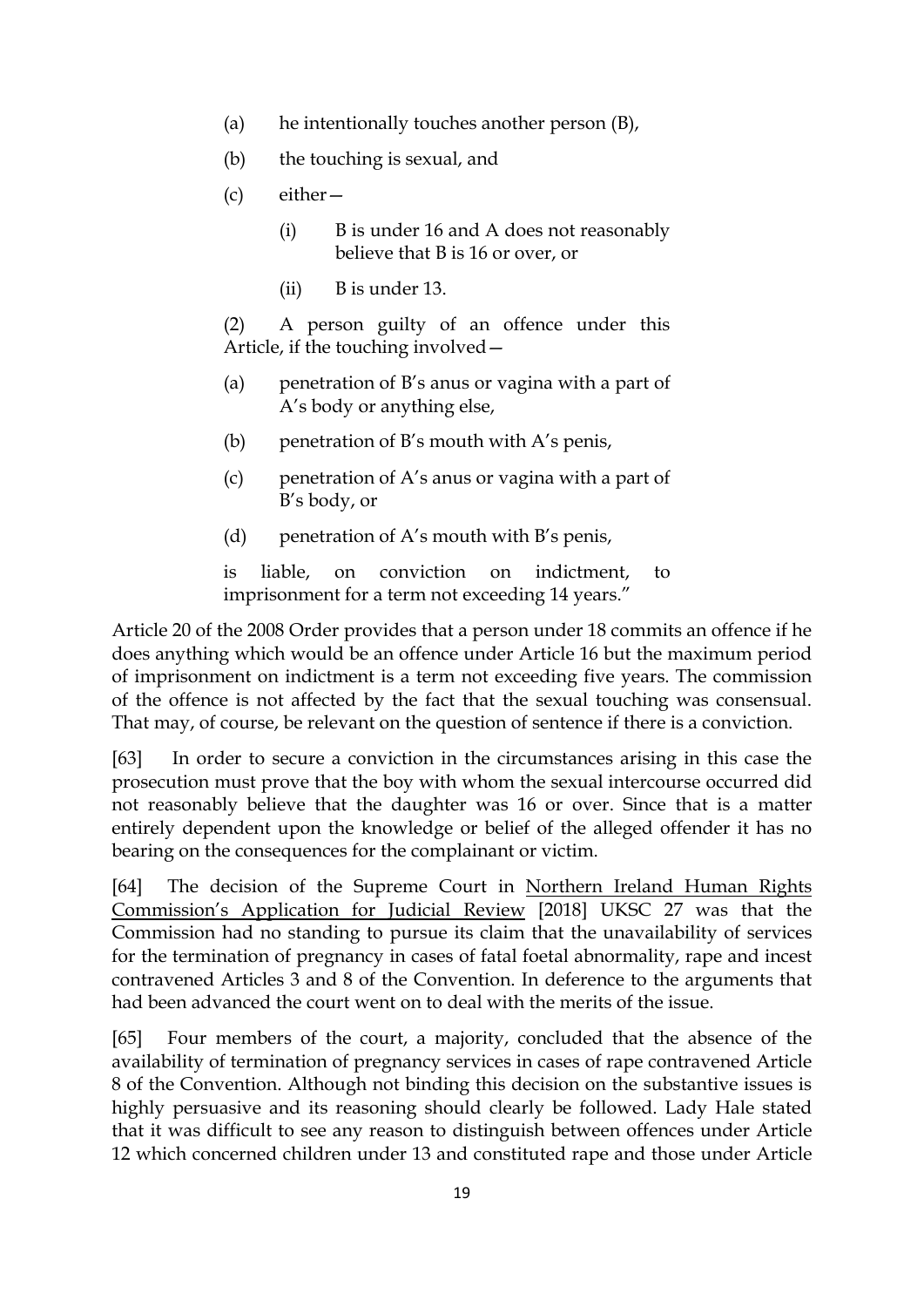(a) he intentionally touches another person (B),

(b) the touching is sexual, and

(c) either—

 (i) B is under 16 and A does not reasonably believe that B is 16 or over, or

 (ii) B is under 13.

(2) A person guilty of an offence under this Article, if the touching involved—

(a) penetration of B's anus or vagina with a part of A's body or anything else,

(b) penetration of B's mouth with A's penis,

(c) penetration of A's anus or vagina with a part of B's body, or

(d) penetration of A's mouth with B's penis,

is liable, on conviction on indictment, to imprisonment for a term not exceeding 14 years."

Article 20 of the 2008 Order provides that a person under 18 commits an offence if he does anything which would be an offence under Article 16 but the maximum period of imprisonment on indictment is a term not exceeding five years. The commission of the offence is not affected by the fact that the sexual touching was consensual. That may, of course, be relevant on the question of sentence if there is a conviction.

[63] In order to secure a conviction in the circumstances arising in this case the prosecution must prove that the boy with whom the sexual intercourse occurred did not reasonably believe that the daughter was 16 or over. Since that is a matter entirely dependent upon the knowledge or belief of the alleged offender it has no bearing on the consequences for the complainant or victim.

[64] The decision of the Supreme Court in Northern Ireland Human Rights Commission's Application for Judicial Review [2018] UKSC 27 was that the Commission had no standing to pursue its claim that the unavailability of services for the termination of pregnancy in cases of fatal foetal abnormality, rape and incest contravened Articles 3 and 8 of the Convention. In deference to the arguments that had been advanced the court went on to deal with the merits of the issue.

[65] Four members of the court, a majority, concluded that the absence of the availability of termination of pregnancy services in cases of rape contravened Article 8 of the Convention. Although not binding this decision on the substantive issues is highly persuasive and its reasoning should clearly be followed. Lady Hale stated that it was difficult to see any reason to distinguish between offences under Article 12 which concerned children under 13 and constituted rape and those under Article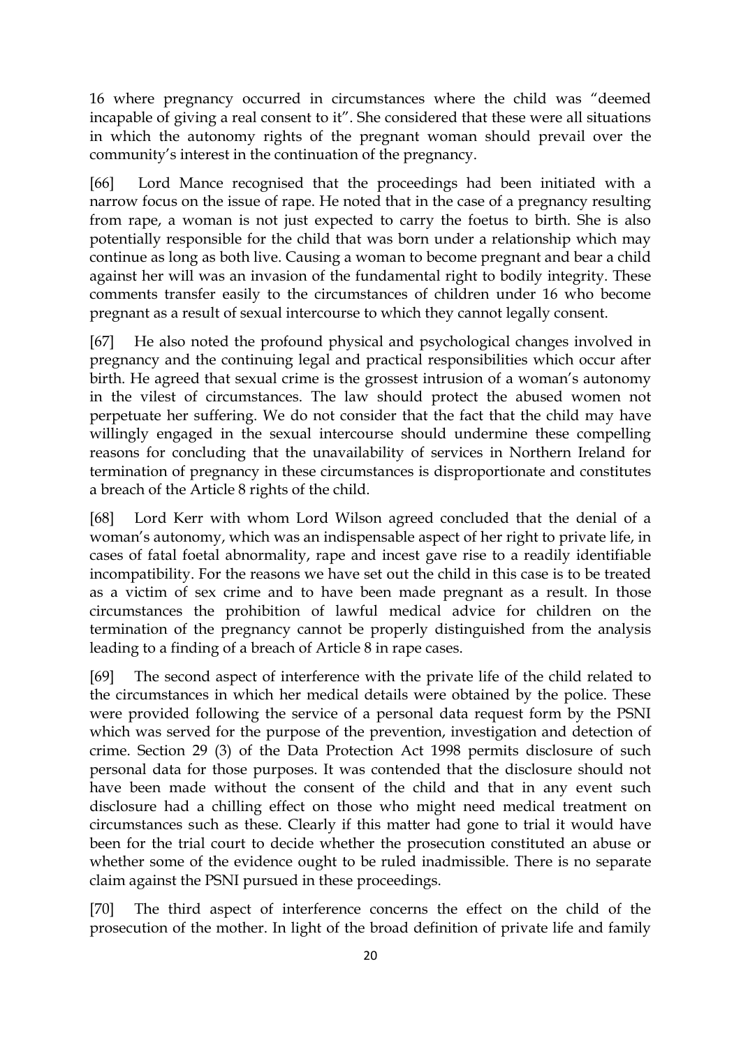16 where pregnancy occurred in circumstances where the child was "deemed incapable of giving a real consent to it". She considered that these were all situations in which the autonomy rights of the pregnant woman should prevail over the community's interest in the continuation of the pregnancy.

[66] Lord Mance recognised that the proceedings had been initiated with a narrow focus on the issue of rape. He noted that in the case of a pregnancy resulting from rape, a woman is not just expected to carry the foetus to birth. She is also potentially responsible for the child that was born under a relationship which may continue as long as both live. Causing a woman to become pregnant and bear a child against her will was an invasion of the fundamental right to bodily integrity. These comments transfer easily to the circumstances of children under 16 who become pregnant as a result of sexual intercourse to which they cannot legally consent.

[67] He also noted the profound physical and psychological changes involved in pregnancy and the continuing legal and practical responsibilities which occur after birth. He agreed that sexual crime is the grossest intrusion of a woman's autonomy in the vilest of circumstances. The law should protect the abused women not perpetuate her suffering. We do not consider that the fact that the child may have willingly engaged in the sexual intercourse should undermine these compelling reasons for concluding that the unavailability of services in Northern Ireland for termination of pregnancy in these circumstances is disproportionate and constitutes a breach of the Article 8 rights of the child.

[68] Lord Kerr with whom Lord Wilson agreed concluded that the denial of a woman's autonomy, which was an indispensable aspect of her right to private life, in cases of fatal foetal abnormality, rape and incest gave rise to a readily identifiable incompatibility. For the reasons we have set out the child in this case is to be treated as a victim of sex crime and to have been made pregnant as a result. In those circumstances the prohibition of lawful medical advice for children on the termination of the pregnancy cannot be properly distinguished from the analysis leading to a finding of a breach of Article 8 in rape cases.

[69] The second aspect of interference with the private life of the child related to the circumstances in which her medical details were obtained by the police. These were provided following the service of a personal data request form by the PSNI which was served for the purpose of the prevention, investigation and detection of crime. Section 29 (3) of the Data Protection Act 1998 permits disclosure of such personal data for those purposes. It was contended that the disclosure should not have been made without the consent of the child and that in any event such disclosure had a chilling effect on those who might need medical treatment on circumstances such as these. Clearly if this matter had gone to trial it would have been for the trial court to decide whether the prosecution constituted an abuse or whether some of the evidence ought to be ruled inadmissible. There is no separate claim against the PSNI pursued in these proceedings.

[70] The third aspect of interference concerns the effect on the child of the prosecution of the mother. In light of the broad definition of private life and family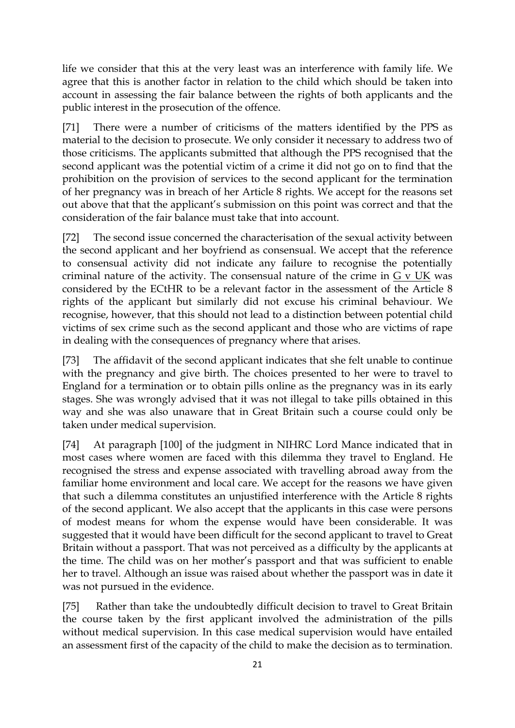life we consider that this at the very least was an interference with family life. We agree that this is another factor in relation to the child which should be taken into account in assessing the fair balance between the rights of both applicants and the public interest in the prosecution of the offence.

[71] There were a number of criticisms of the matters identified by the PPS as material to the decision to prosecute. We only consider it necessary to address two of those criticisms. The applicants submitted that although the PPS recognised that the second applicant was the potential victim of a crime it did not go on to find that the prohibition on the provision of services to the second applicant for the termination of her pregnancy was in breach of her Article 8 rights. We accept for the reasons set out above that that the applicant's submission on this point was correct and that the consideration of the fair balance must take that into account.

[72] The second issue concerned the characterisation of the sexual activity between the second applicant and her boyfriend as consensual. We accept that the reference to consensual activity did not indicate any failure to recognise the potentially criminal nature of the activity. The consensual nature of the crime in G v UK was considered by the ECtHR to be a relevant factor in the assessment of the Article 8 rights of the applicant but similarly did not excuse his criminal behaviour. We recognise, however, that this should not lead to a distinction between potential child victims of sex crime such as the second applicant and those who are victims of rape in dealing with the consequences of pregnancy where that arises.

[73] The affidavit of the second applicant indicates that she felt unable to continue with the pregnancy and give birth. The choices presented to her were to travel to England for a termination or to obtain pills online as the pregnancy was in its early stages. She was wrongly advised that it was not illegal to take pills obtained in this way and she was also unaware that in Great Britain such a course could only be taken under medical supervision.

[74] At paragraph [100] of the judgment in NIHRC Lord Mance indicated that in most cases where women are faced with this dilemma they travel to England. He recognised the stress and expense associated with travelling abroad away from the familiar home environment and local care. We accept for the reasons we have given that such a dilemma constitutes an unjustified interference with the Article 8 rights of the second applicant. We also accept that the applicants in this case were persons of modest means for whom the expense would have been considerable. It was suggested that it would have been difficult for the second applicant to travel to Great Britain without a passport. That was not perceived as a difficulty by the applicants at the time. The child was on her mother's passport and that was sufficient to enable her to travel. Although an issue was raised about whether the passport was in date it was not pursued in the evidence.

[75] Rather than take the undoubtedly difficult decision to travel to Great Britain the course taken by the first applicant involved the administration of the pills without medical supervision. In this case medical supervision would have entailed an assessment first of the capacity of the child to make the decision as to termination.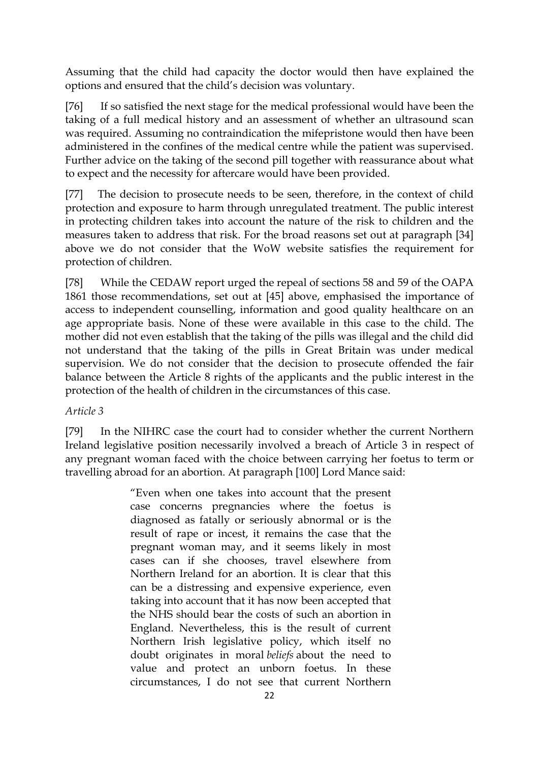Assuming that the child had capacity the doctor would then have explained the options and ensured that the child's decision was voluntary.

[76] If so satisfied the next stage for the medical professional would have been the taking of a full medical history and an assessment of whether an ultrasound scan was required. Assuming no contraindication the mifepristone would then have been administered in the confines of the medical centre while the patient was supervised. Further advice on the taking of the second pill together with reassurance about what to expect and the necessity for aftercare would have been provided.

[77] The decision to prosecute needs to be seen, therefore, in the context of child protection and exposure to harm through unregulated treatment. The public interest in protecting children takes into account the nature of the risk to children and the measures taken to address that risk. For the broad reasons set out at paragraph [34] above we do not consider that the WoW website satisfies the requirement for protection of children.

[78] While the CEDAW report urged the repeal of sections 58 and 59 of the OAPA 1861 those recommendations, set out at [45] above, emphasised the importance of access to independent counselling, information and good quality healthcare on an age appropriate basis. None of these were available in this case to the child. The mother did not even establish that the taking of the pills was illegal and the child did not understand that the taking of the pills in Great Britain was under medical supervision. We do not consider that the decision to prosecute offended the fair balance between the Article 8 rights of the applicants and the public interest in the protection of the health of children in the circumstances of this case.

*Article 3*

[79] In the NIHRC case the court had to consider whether the current Northern Ireland legislative position necessarily involved a breach of Article 3 in respect of any pregnant woman faced with the choice between carrying her foetus to term or travelling abroad for an abortion. At paragraph [100] Lord Mance said:

> "Even when one takes into account that the present case concerns pregnancies where the foetus is diagnosed as fatally or seriously abnormal or is the result of rape or incest, it remains the case that the pregnant woman may, and it seems likely in most cases can if she chooses, travel elsewhere from Northern Ireland for an abortion. It is clear that this can be a distressing and expensive experience, even taking into account that it has now been accepted that the NHS should bear the costs of such an abortion in England. Nevertheless, this is the result of current Northern Irish legislative policy, which itself no doubt originates in moral *beliefs* about the need to value and protect an unborn foetus. In these circumstances, I do not see that current Northern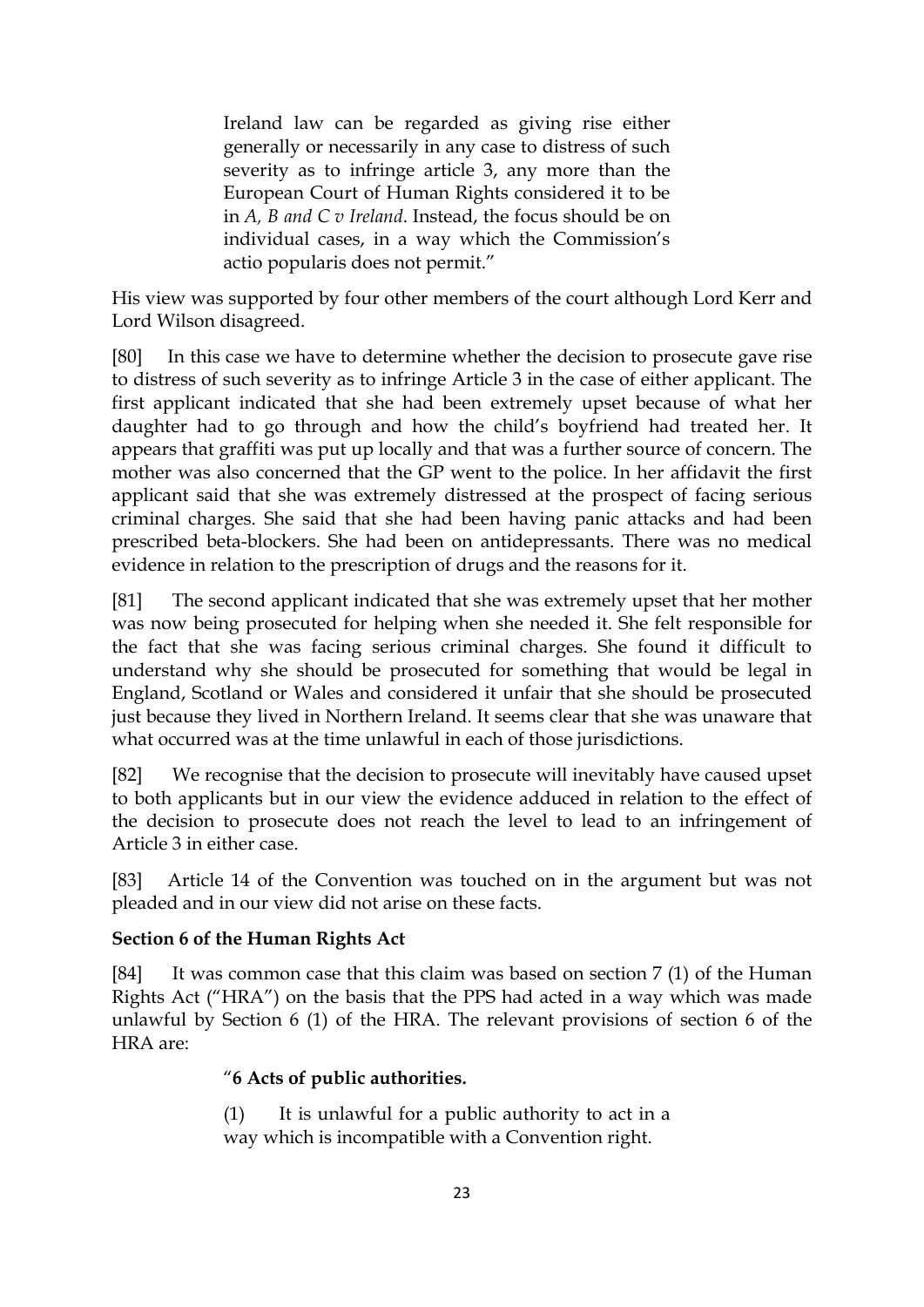> Ireland law can be regarded as giving rise either generally or necessarily in any case to distress of such severity as to infringe article 3, any more than the European Court of Human Rights considered it to be in *A, B and C v Ireland*. Instead, the focus should be on individual cases, in a way which the Commission's actio popularis does not permit."

His view was supported by four other members of the court although Lord Kerr and Lord Wilson disagreed.

[80] In this case we have to determine whether the decision to prosecute gave rise to distress of such severity as to infringe Article 3 in the case of either applicant. The first applicant indicated that she had been extremely upset because of what her daughter had to go through and how the child's boyfriend had treated her. It appears that graffiti was put up locally and that was a further source of concern. The mother was also concerned that the GP went to the police. In her affidavit the first applicant said that she was extremely distressed at the prospect of facing serious criminal charges. She said that she had been having panic attacks and had been prescribed beta-blockers. She had been on antidepressants. There was no medical evidence in relation to the prescription of drugs and the reasons for it.

[81] The second applicant indicated that she was extremely upset that her mother was now being prosecuted for helping when she needed it. She felt responsible for the fact that she was facing serious criminal charges. She found it difficult to understand why she should be prosecuted for something that would be legal in England, Scotland or Wales and considered it unfair that she should be prosecuted just because they lived in Northern Ireland. It seems clear that she was unaware that what occurred was at the time unlawful in each of those jurisdictions.

[82] We recognise that the decision to prosecute will inevitably have caused upset to both applicants but in our view the evidence adduced in relation to the effect of the decision to prosecute does not reach the level to lead to an infringement of Article 3 in either case.

[83] Article 14 of the Convention was touched on in the argument but was not pleaded and in our view did not arise on these facts.

**Section 6 of the Human Rights Act**

[84] It was common case that this claim was based on section 7 (1) of the Human Rights Act ("HRA") on the basis that the PPS had acted in a way which was made unlawful by Section 6 (1) of the HRA. The relevant provisions of section 6 of the HRA are:

> "**6 Acts of public authorities.**
>
> (1) It is unlawful for a public authority to act in a way which is incompatible with a Convention right.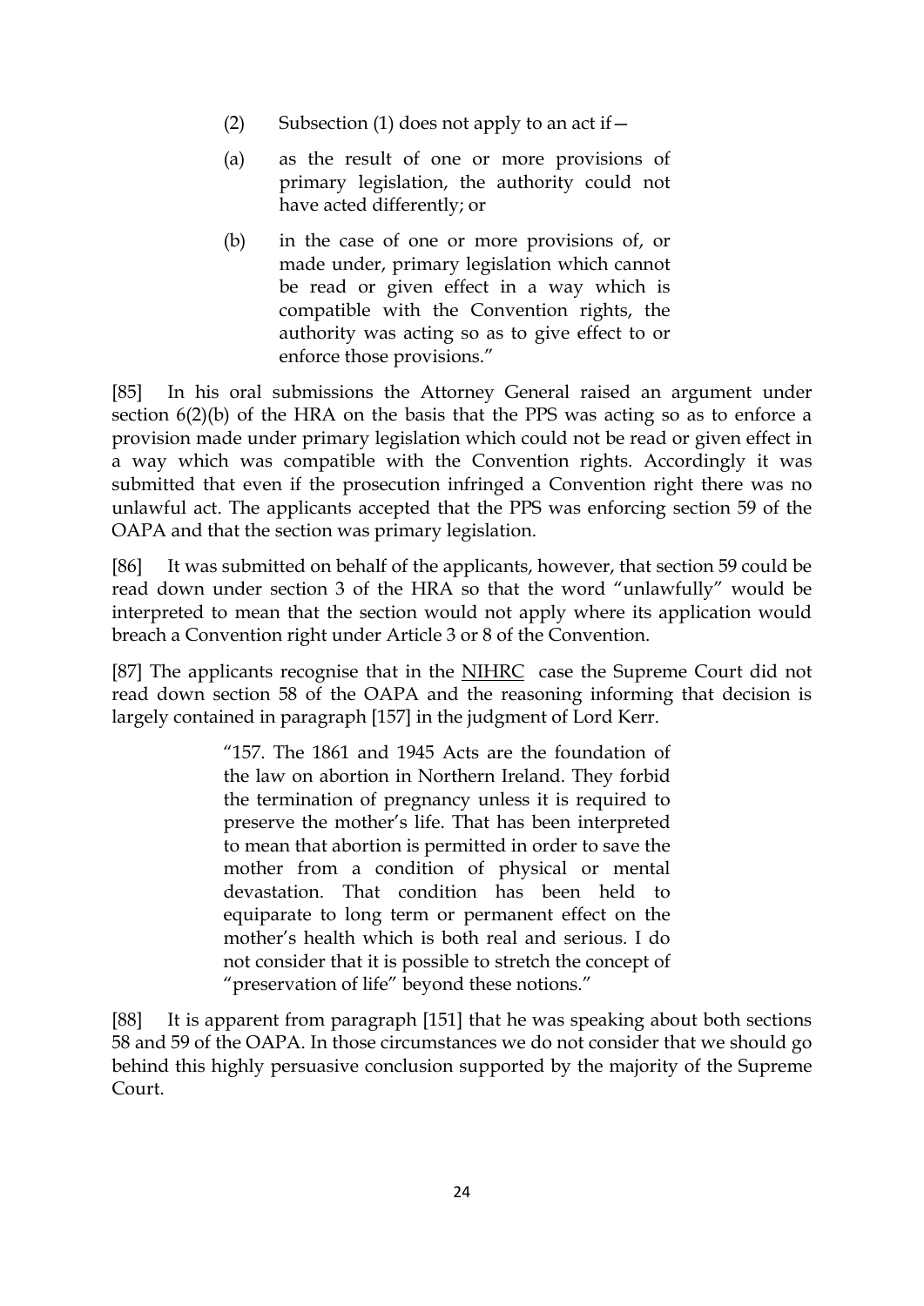> (2) Subsection (1) does not apply to an act if—
>
> (a) as the result of one or more provisions of primary legislation, the authority could not have acted differently; or
>
> (b) in the case of one or more provisions of, or made under, primary legislation which cannot be read or given effect in a way which is compatible with the Convention rights, the authority was acting so as to give effect to or enforce those provisions."

[85] In his oral submissions the Attorney General raised an argument under section 6(2)(b) of the HRA on the basis that the PPS was acting so as to enforce a provision made under primary legislation which could not be read or given effect in a way which was compatible with the Convention rights. Accordingly it was submitted that even if the prosecution infringed a Convention right there was no unlawful act. The applicants accepted that the PPS was enforcing section 59 of the OAPA and that the section was primary legislation.

[86] It was submitted on behalf of the applicants, however, that section 59 could be read down under section 3 of the HRA so that the word "unlawfully" would be interpreted to mean that the section would not apply where its application would breach a Convention right under Article 3 or 8 of the Convention.

[87] The applicants recognise that in the NIHRC case the Supreme Court did not read down section 58 of the OAPA and the reasoning informing that decision is largely contained in paragraph [157] in the judgment of Lord Kerr.

> "157. The 1861 and 1945 Acts are the foundation of the law on abortion in Northern Ireland. They forbid the termination of pregnancy unless it is required to preserve the mother's life. That has been interpreted to mean that abortion is permitted in order to save the mother from a condition of physical or mental devastation. That condition has been held to equiparate to long term or permanent effect on the mother's health which is both real and serious. I do not consider that it is possible to stretch the concept of "preservation of life" beyond these notions."

[88] It is apparent from paragraph [151] that he was speaking about both sections 58 and 59 of the OAPA. In those circumstances we do not consider that we should go behind this highly persuasive conclusion supported by the majority of the Supreme Court.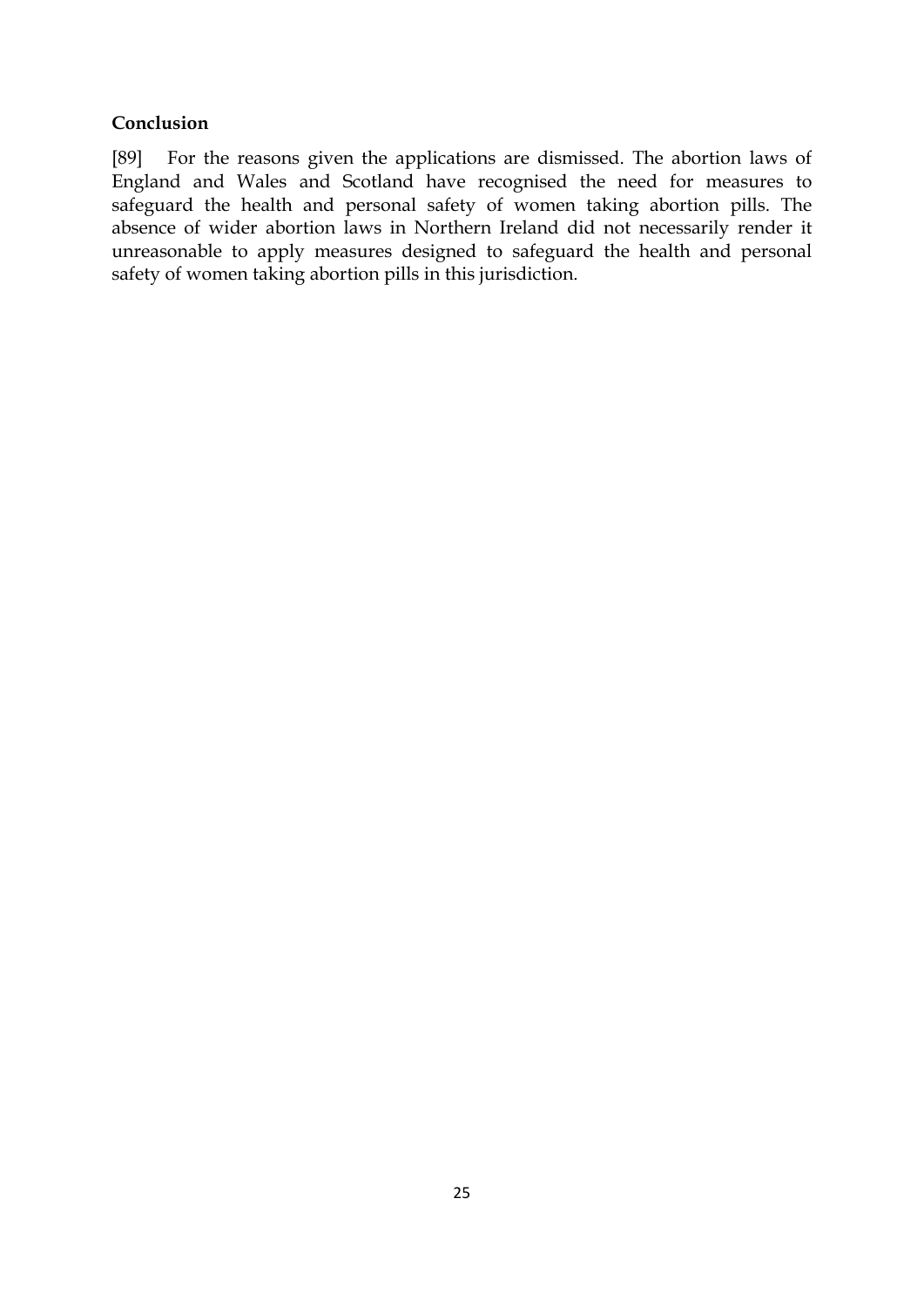**Conclusion**

[89] For the reasons given the applications are dismissed. The abortion laws of England and Wales and Scotland have recognised the need for measures to safeguard the health and personal safety of women taking abortion pills. The absence of wider abortion laws in Northern Ireland did not necessarily render it unreasonable to apply measures designed to safeguard the health and personal safety of women taking abortion pills in this jurisdiction.